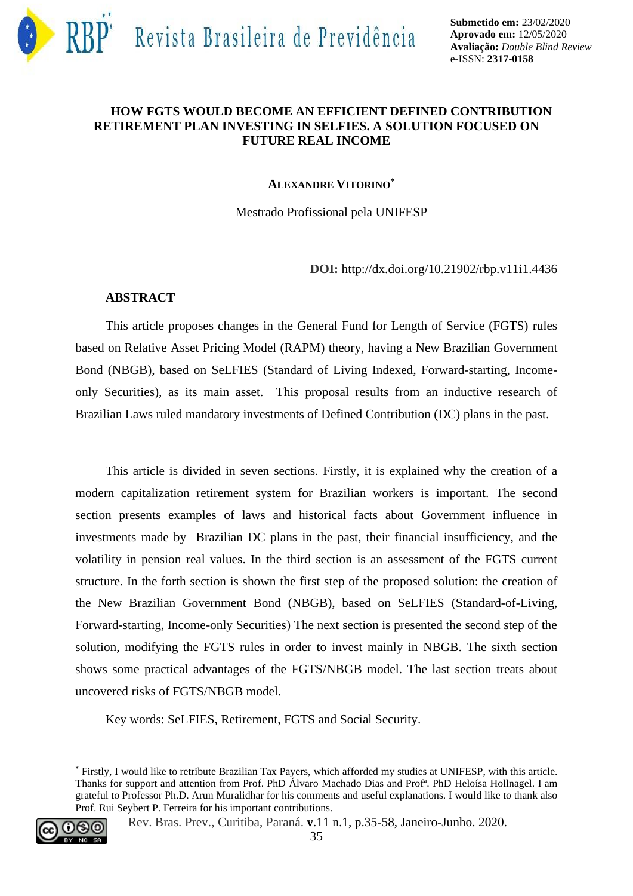**Submetido em:** 23/02/2020
**Aprovado em:** 12/05/2020
**Avaliação:** *Double Blind Review*
e-ISSN: **2317-0158**

# HOW FGTS WOULD BECOME AN EFFICIENT DEFINED CONTRIBUTION RETIREMENT PLAN INVESTING IN SELFIES. A SOLUTION FOCUSED ON FUTURE REAL INCOME

**ALEXANDRE VITORINO**[*]

Mestrado Profissional pela UNIFESP

**DOI:** http://dx.doi.org/10.21902/rbp.v11i1.4436

## ABSTRACT

This article proposes changes in the General Fund for Length of Service (FGTS) rules based on Relative Asset Pricing Model (RAPM) theory, having a New Brazilian Government Bond (NBGB), based on SeLFIES (Standard of Living Indexed, Forward-starting, Income-only Securities), as its main asset. This proposal results from an inductive research of Brazilian Laws ruled mandatory investments of Defined Contribution (DC) plans in the past.

This article is divided in seven sections. Firstly, it is explained why the creation of a modern capitalization retirement system for Brazilian workers is important. The second section presents examples of laws and historical facts about Government influence in investments made by Brazilian DC plans in the past, their financial insufficiency, and the volatility in pension real values. In the third section is an assessment of the FGTS current structure. In the forth section is shown the first step of the proposed solution: the creation of the New Brazilian Government Bond (NBGB), based on SeLFIES (Standard-of-Living, Forward-starting, Income-only Securities) The next section is presented the second step of the solution, modifying the FGTS rules in order to invest mainly in NBGB. The sixth section shows some practical advantages of the FGTS/NBGB model. The last section treats about uncovered risks of FGTS/NBGB model.

Key words: SeLFIES, Retirement, FGTS and Social Security.

---

[*] Firstly, I would like to retribute Brazilian Tax Payers, which afforded my studies at UNIFESP, with this article. Thanks for support and attention from Prof. PhD Álvaro Machado Dias and Profª. PhD Heloísa Hollnagel. I am grateful to Professor Ph.D. Arun Muralidhar for his comments and useful explanations. I would like to thank also Prof. Rui Seybert P. Ferreira for his important contributions.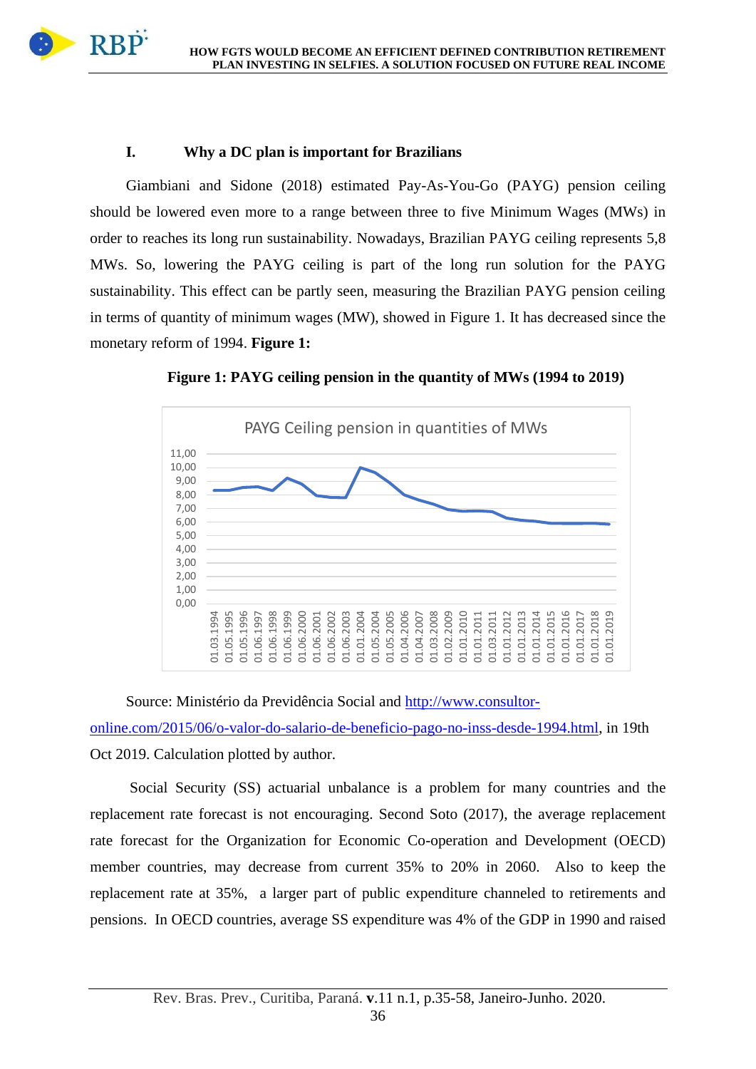## I. Why a DC plan is important for Brazilians

Giambiani and Sidone (2018) estimated Pay-As-You-Go (PAYG) pension ceiling should be lowered even more to a range between three to five Minimum Wages (MWs) in order to reaches its long run sustainability. Nowadays, Brazilian PAYG ceiling represents 5,8 MWs. So, lowering the PAYG ceiling is part of the long run solution for the PAYG sustainability. This effect can be partly seen, measuring the Brazilian PAYG pension ceiling in terms of quantity of minimum wages (MW), showed in Figure 1. It has decreased since the monetary reform of 1994. **Figure 1:**

**Figure 1: PAYG ceiling pension in the quantity of MWs (1994 to 2019)**

Source: Ministério da Previdência Social and http://www.consultor-online.com/2015/06/o-valor-do-salario-de-beneficio-pago-no-inss-desde-1994.html, in 19th Oct 2019. Calculation plotted by author.

Social Security (SS) actuarial unbalance is a problem for many countries and the replacement rate forecast is not encouraging. Second Soto (2017), the average replacement rate forecast for the Organization for Economic Co-operation and Development (OECD) member countries, may decrease from current 35% to 20% in 2060. Also to keep the replacement rate at 35%, a larger part of public expenditure channeled to retirements and pensions. In OECD countries, average SS expenditure was 4% of the GDP in 1990 and raised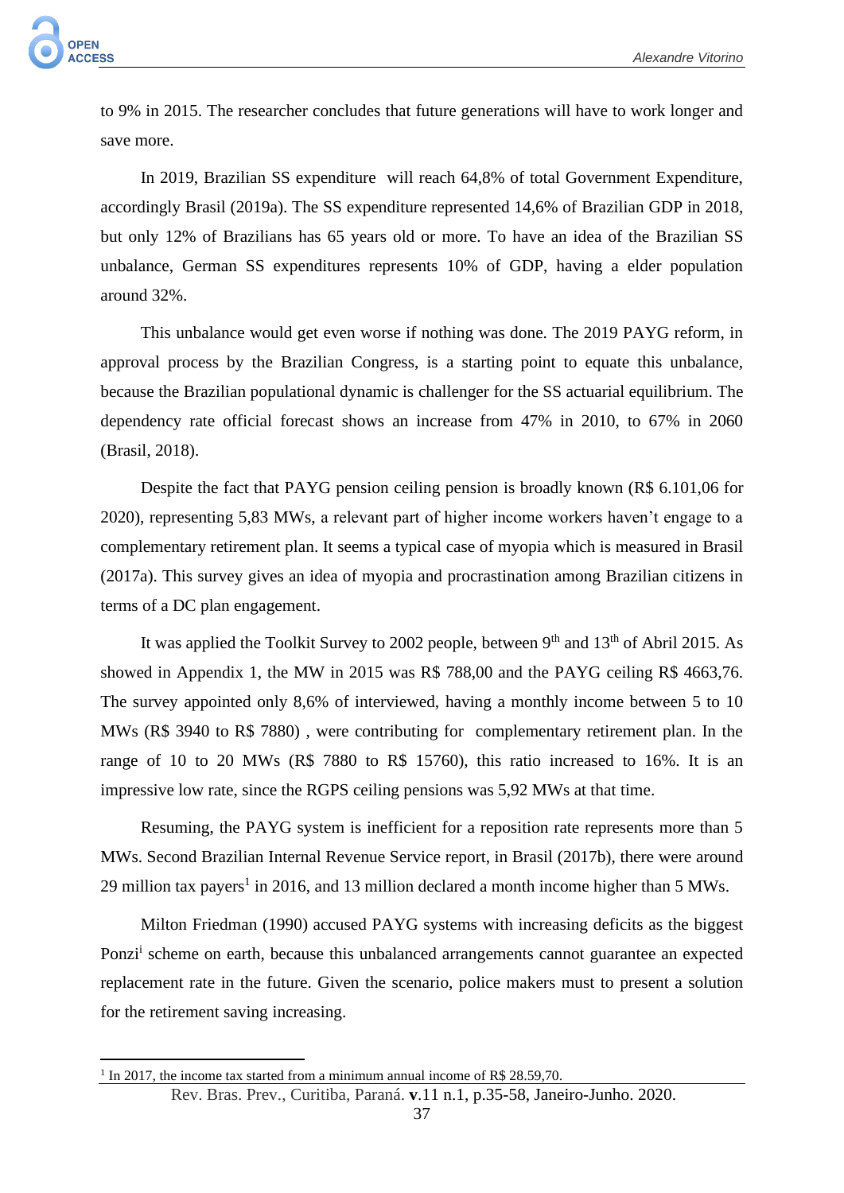to 9% in 2015. The researcher concludes that future generations will have to work longer and save more.

In 2019, Brazilian SS expenditure  will reach 64,8% of total Government Expenditure, accordingly Brasil (2019a). The SS expenditure represented 14,6% of Brazilian GDP in 2018, but only 12% of Brazilians has 65 years old or more. To have an idea of the Brazilian SS unbalance, German SS expenditures represents 10% of GDP, having a elder population around 32%.

This unbalance would get even worse if nothing was done. The 2019 PAYG reform, in approval process by the Brazilian Congress, is a starting point to equate this unbalance, because the Brazilian populational dynamic is challenger for the SS actuarial equilibrium. The dependency rate official forecast shows an increase from 47% in 2010, to 67% in 2060 (Brasil, 2018).

Despite the fact that PAYG pension ceiling pension is broadly known (R$ 6.101,06 for 2020), representing 5,83 MWs, a relevant part of higher income workers haven't engage to a complementary retirement plan. It seems a typical case of myopia which is measured in Brasil (2017a). This survey gives an idea of myopia and procrastination among Brazilian citizens in terms of a DC plan engagement.

It was applied the Toolkit Survey to 2002 people, between 9th and 13th of Abril 2015. As showed in Appendix 1, the MW in 2015 was R$ 788,00 and the PAYG ceiling R$ 4663,76. The survey appointed only 8,6% of interviewed, having a monthly income between 5 to 10 MWs (R$ 3940 to R$ 7880) , were contributing for  complementary retirement plan. In the range of 10 to 20 MWs (R$ 7880 to R$ 15760), this ratio increased to 16%. It is an impressive low rate, since the RGPS ceiling pensions was 5,92 MWs at that time.

Resuming, the PAYG system is inefficient for a reposition rate represents more than 5 MWs. Second Brazilian Internal Revenue Service report, in Brasil (2017b), there were around 29 million tax payers[1] in 2016, and 13 million declared a month income higher than 5 MWs.

Milton Friedman (1990) accused PAYG systems with increasing deficits as the biggest Ponzi[i] scheme on earth, because this unbalanced arrangements cannot guarantee an expected replacement rate in the future. Given the scenario, police makers must to present a solution for the retirement saving increasing.

---

[1] In 2017, the income tax started from a minimum annual income of R$ 28.59,70.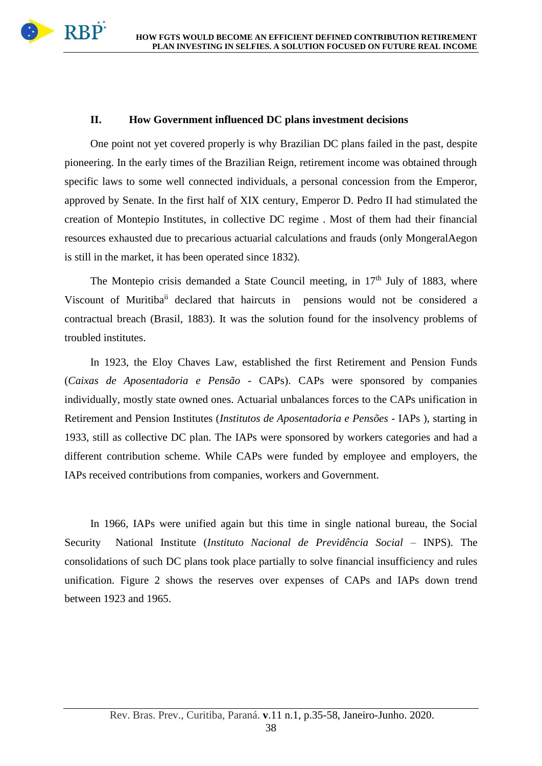## II. How Government influenced DC plans investment decisions

One point not yet covered properly is why Brazilian DC plans failed in the past, despite pioneering. In the early times of the Brazilian Reign, retirement income was obtained through specific laws to some well connected individuals, a personal concession from the Emperor, approved by Senate. In the first half of XIX century, Emperor D. Pedro II had stimulated the creation of Montepio Institutes, in collective DC regime . Most of them had their financial resources exhausted due to precarious actuarial calculations and frauds (only MongeralAegon is still in the market, it has been operated since 1832).

The Montepio crisis demanded a State Council meeting, in 17th July of 1883, where Viscount of Muritiba[ii] declared that haircuts in pensions would not be considered a contractual breach (Brasil, 1883). It was the solution found for the insolvency problems of troubled institutes.

In 1923, the Eloy Chaves Law, established the first Retirement and Pension Funds (*Caixas de Aposentadoria e Pensão* - CAPs). CAPs were sponsored by companies individually, mostly state owned ones. Actuarial unbalances forces to the CAPs unification in Retirement and Pension Institutes (*Institutos de Aposentadoria e Pensões* - IAPs ), starting in 1933, still as collective DC plan. The IAPs were sponsored by workers categories and had a different contribution scheme. While CAPs were funded by employee and employers, the IAPs received contributions from companies, workers and Government.

In 1966, IAPs were unified again but this time in single national bureau, the Social Security National Institute (*Instituto Nacional de Previdência Social* – INPS). The consolidations of such DC plans took place partially to solve financial insufficiency and rules unification. Figure 2 shows the reserves over expenses of CAPs and IAPs down trend between 1923 and 1965.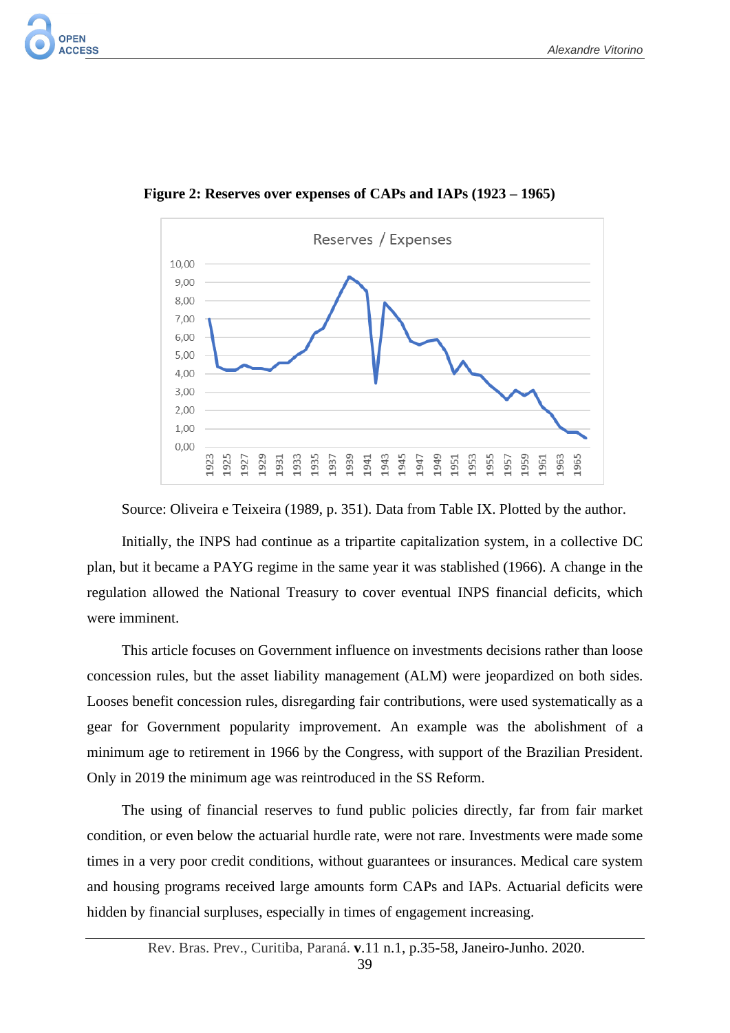**Figure 2: Reserves over expenses of CAPs and IAPs (1923 – 1965)**

Source: Oliveira e Teixeira (1989, p. 351). Data from Table IX. Plotted by the author.

Initially, the INPS had continue as a tripartite capitalization system, in a collective DC plan, but it became a PAYG regime in the same year it was stablished (1966). A change in the regulation allowed the National Treasury to cover eventual INPS financial deficits, which were imminent.

This article focuses on Government influence on investments decisions rather than loose concession rules, but the asset liability management (ALM) were jeopardized on both sides. Looses benefit concession rules, disregarding fair contributions, were used systematically as a gear for Government popularity improvement. An example was the abolishment of a minimum age to retirement in 1966 by the Congress, with support of the Brazilian President. Only in 2019 the minimum age was reintroduced in the SS Reform.

The using of financial reserves to fund public policies directly, far from fair market condition, or even below the actuarial hurdle rate, were not rare. Investments were made some times in a very poor credit conditions, without guarantees or insurances. Medical care system and housing programs received large amounts form CAPs and IAPs. Actuarial deficits were hidden by financial surpluses, especially in times of engagement increasing.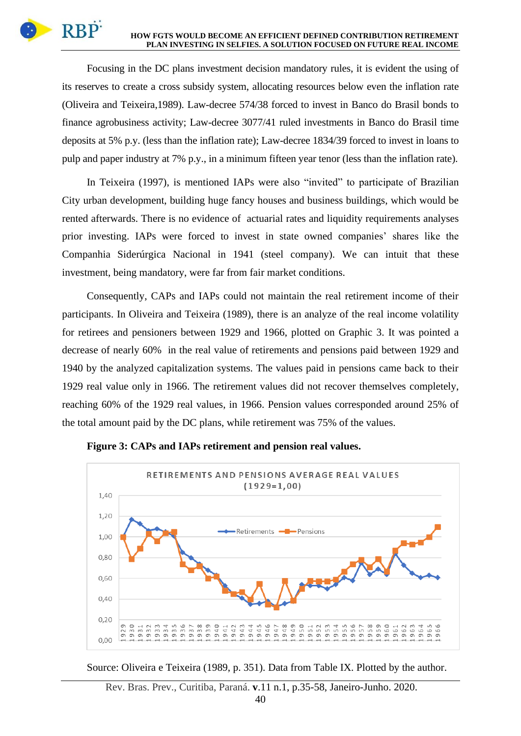Focusing in the DC plans investment decision mandatory rules, it is evident the using of its reserves to create a cross subsidy system, allocating resources below even the inflation rate (Oliveira and Teixeira,1989). Law-decree 574/38 forced to invest in Banco do Brasil bonds to finance agrobusiness activity; Law-decree 3077/41 ruled investments in Banco do Brasil time deposits at 5% p.y. (less than the inflation rate); Law-decree 1834/39 forced to invest in loans to pulp and paper industry at 7% p.y., in a minimum fifteen year tenor (less than the inflation rate).

In Teixeira (1997), is mentioned IAPs were also "invited" to participate of Brazilian City urban development, building huge fancy houses and business buildings, which would be rented afterwards. There is no evidence of actuarial rates and liquidity requirements analyses prior investing. IAPs were forced to invest in state owned companies' shares like the Companhia Siderúrgica Nacional in 1941 (steel company). We can intuit that these investment, being mandatory, were far from fair market conditions.

Consequently, CAPs and IAPs could not maintain the real retirement income of their participants. In Oliveira and Teixeira (1989), there is an analyze of the real income volatility for retirees and pensioners between 1929 and 1966, plotted on Graphic 3. It was pointed a decrease of nearly 60% in the real value of retirements and pensions paid between 1929 and 1940 by the analyzed capitalization systems. The values paid in pensions came back to their 1929 real value only in 1966. The retirement values did not recover themselves completely, reaching 60% of the 1929 real values, in 1966. Pension values corresponded around 25% of the total amount paid by the DC plans, while retirement was 75% of the values.

**Figure 3: CAPs and IAPs retirement and pension real values.**

Source: Oliveira e Teixeira (1989, p. 351). Data from Table IX. Plotted by the author.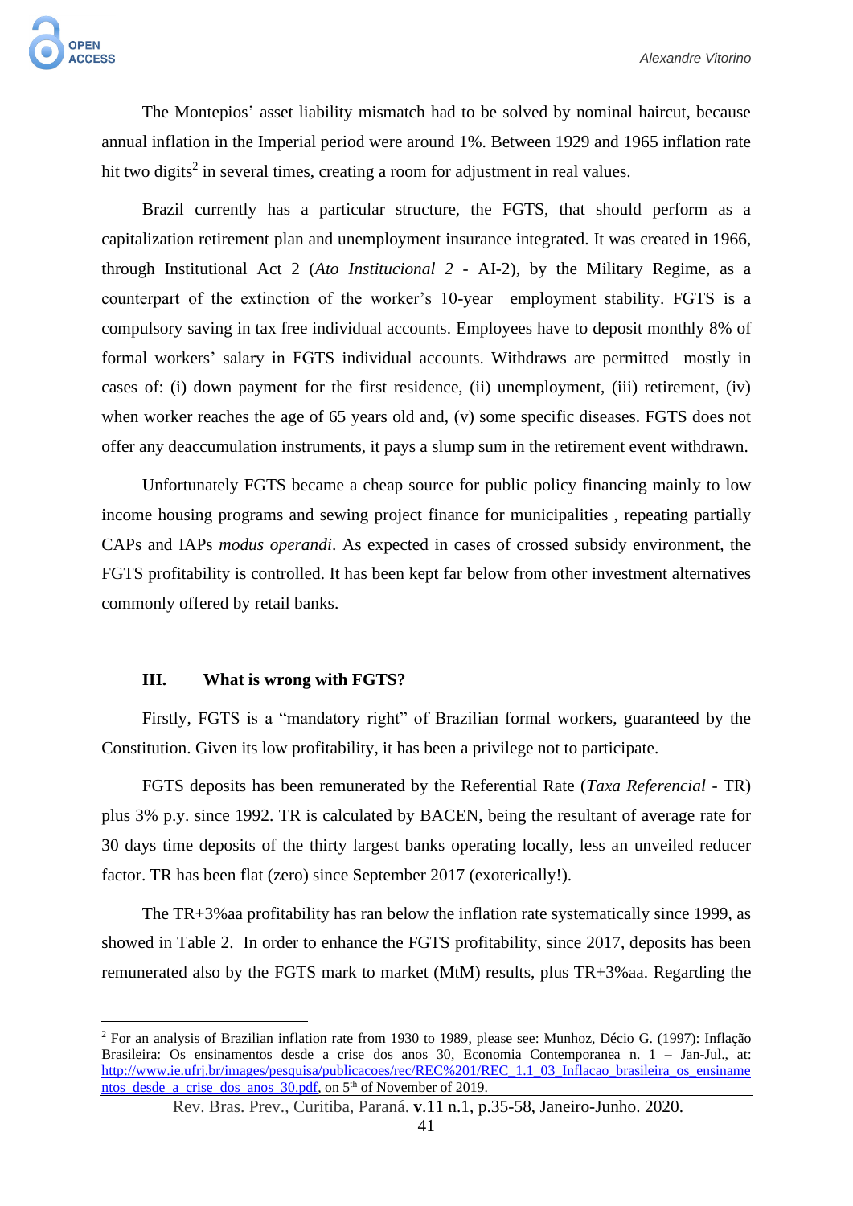The Montepios' asset liability mismatch had to be solved by nominal haircut, because annual inflation in the Imperial period were around 1%. Between 1929 and 1965 inflation rate hit two digits[2] in several times, creating a room for adjustment in real values.

Brazil currently has a particular structure, the FGTS, that should perform as a capitalization retirement plan and unemployment insurance integrated. It was created in 1966, through Institutional Act 2 (*Ato Institucional 2* - AI-2), by the Military Regime, as a counterpart of the extinction of the worker's 10-year employment stability. FGTS is a compulsory saving in tax free individual accounts. Employees have to deposit monthly 8% of formal workers' salary in FGTS individual accounts. Withdraws are permitted mostly in cases of: (i) down payment for the first residence, (ii) unemployment, (iii) retirement, (iv) when worker reaches the age of 65 years old and, (v) some specific diseases. FGTS does not offer any deaccumulation instruments, it pays a slump sum in the retirement event withdrawn.

Unfortunately FGTS became a cheap source for public policy financing mainly to low income housing programs and sewing project finance for municipalities , repeating partially CAPs and IAPs *modus operandi*. As expected in cases of crossed subsidy environment, the FGTS profitability is controlled. It has been kept far below from other investment alternatives commonly offered by retail banks.

## III. What is wrong with FGTS?

Firstly, FGTS is a "mandatory right" of Brazilian formal workers, guaranteed by the Constitution. Given its low profitability, it has been a privilege not to participate.

FGTS deposits has been remunerated by the Referential Rate (*Taxa Referencial* - TR) plus 3% p.y. since 1992. TR is calculated by BACEN, being the resultant of average rate for 30 days time deposits of the thirty largest banks operating locally, less an unveiled reducer factor. TR has been flat (zero) since September 2017 (exoterically!).

The TR+3%aa profitability has ran below the inflation rate systematically since 1999, as showed in Table 2. In order to enhance the FGTS profitability, since 2017, deposits has been remunerated also by the FGTS mark to market (MtM) results, plus TR+3%aa. Regarding the

---

[2] For an analysis of Brazilian inflation rate from 1930 to 1989, please see: Munhoz, Décio G. (1997): Inflação Brasileira: Os ensinamentos desde a crise dos anos 30, Economia Contemporanea n. 1 – Jan-Jul., at: http://www.ie.ufrj.br/images/pesquisa/publicacoes/rec/REC%201/REC_1.1_03_Inflacao_brasileira_os_ensinamentos_desde_a_crise_dos_anos_30.pdf, on 5th of November of 2019.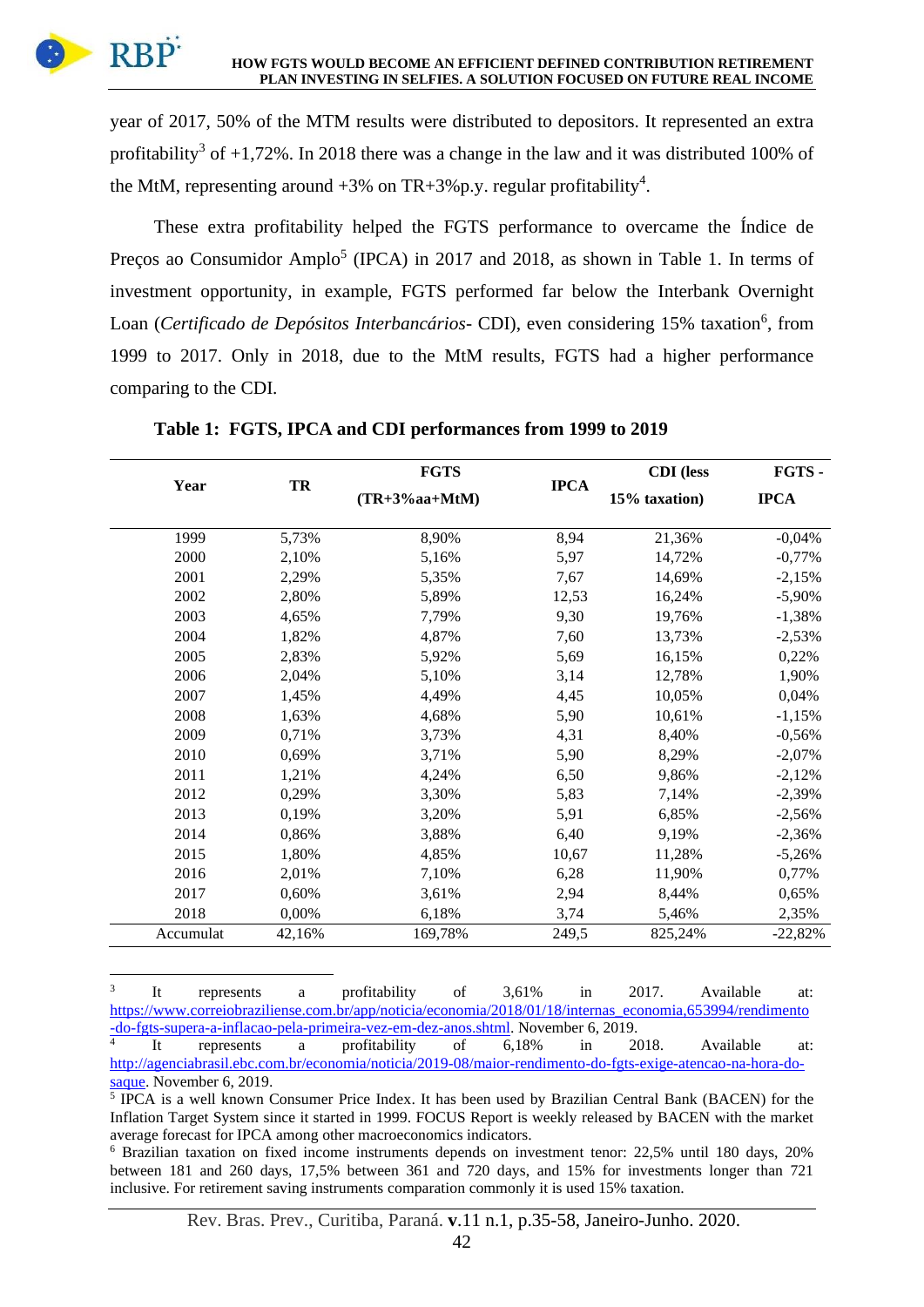year of 2017, 50% of the MTM results were distributed to depositors. It represented an extra profitability[3] of +1,72%. In 2018 there was a change in the law and it was distributed 100% of the MtM, representing around +3% on TR+3%p.y. regular profitability[4].

These extra profitability helped the FGTS performance to overcame the Índice de Preços ao Consumidor Amplo[5] (IPCA) in 2017 and 2018, as shown in Table 1. In terms of investment opportunity, in example, FGTS performed far below the Interbank Overnight Loan (*Certificado de Depósitos Interbancários*- CDI), even considering 15% taxation[6], from 1999 to 2017. Only in 2018, due to the MtM results, FGTS had a higher performance comparing to the CDI.

**Table 1: FGTS, IPCA and CDI performances from 1999 to 2019**

| Year | TR | FGTS (TR+3%aa+MtM) | IPCA | CDI (less 15% taxation) | FGTS - IPCA |
|---|---|---|---|---|---|
| 1999 | 5,73% | 8,90% | 8,94 | 21,36% | -0,04% |
| 2000 | 2,10% | 5,16% | 5,97 | 14,72% | -0,77% |
| 2001 | 2,29% | 5,35% | 7,67 | 14,69% | -2,15% |
| 2002 | 2,80% | 5,89% | 12,53 | 16,24% | -5,90% |
| 2003 | 4,65% | 7,79% | 9,30 | 19,76% | -1,38% |
| 2004 | 1,82% | 4,87% | 7,60 | 13,73% | -2,53% |
| 2005 | 2,83% | 5,92% | 5,69 | 16,15% | 0,22% |
| 2006 | 2,04% | 5,10% | 3,14 | 12,78% | 1,90% |
| 2007 | 1,45% | 4,49% | 4,45 | 10,05% | 0,04% |
| 2008 | 1,63% | 4,68% | 5,90 | 10,61% | -1,15% |
| 2009 | 0,71% | 3,73% | 4,31 | 8,40% | -0,56% |
| 2010 | 0,69% | 3,71% | 5,90 | 8,29% | -2,07% |
| 2011 | 1,21% | 4,24% | 6,50 | 9,86% | -2,12% |
| 2012 | 0,29% | 3,30% | 5,83 | 7,14% | -2,39% |
| 2013 | 0,19% | 3,20% | 5,91 | 6,85% | -2,56% |
| 2014 | 0,86% | 3,88% | 6,40 | 9,19% | -2,36% |
| 2015 | 1,80% | 4,85% | 10,67 | 11,28% | -5,26% |
| 2016 | 2,01% | 7,10% | 6,28 | 11,90% | 0,77% |
| 2017 | 0,60% | 3,61% | 2,94 | 8,44% | 0,65% |
| 2018 | 0,00% | 6,18% | 3,74 | 5,46% | 2,35% |
| Accumulat | 42,16% | 169,78% | 249,5 | 825,24% | -22,82% |

---

[3] It represents a profitability of 3,61% in 2017. Available at: https://www.correiobraziliense.com.br/app/noticia/economia/2018/01/18/internas_economia,653994/rendimento-do-fgts-supera-a-inflacao-pela-primeira-vez-em-dez-anos.shtml. November 6, 2019.

[4] It represents a profitability of 6,18% in 2018. Available at: http://agenciabrasil.ebc.com.br/economia/noticia/2019-08/maior-rendimento-do-fgts-exige-atencao-na-hora-do-saque. November 6, 2019.

[5] IPCA is a well known Consumer Price Index. It has been used by Brazilian Central Bank (BACEN) for the Inflation Target System since it started in 1999. FOCUS Report is weekly released by BACEN with the market average forecast for IPCA among other macroeconomics indicators.

[6] Brazilian taxation on fixed income instruments depends on investment tenor: 22,5% until 180 days, 20% between 181 and 260 days, 17,5% between 361 and 720 days, and 15% for investments longer than 721 inclusive. For retirement saving instruments comparation commonly it is used 15% taxation.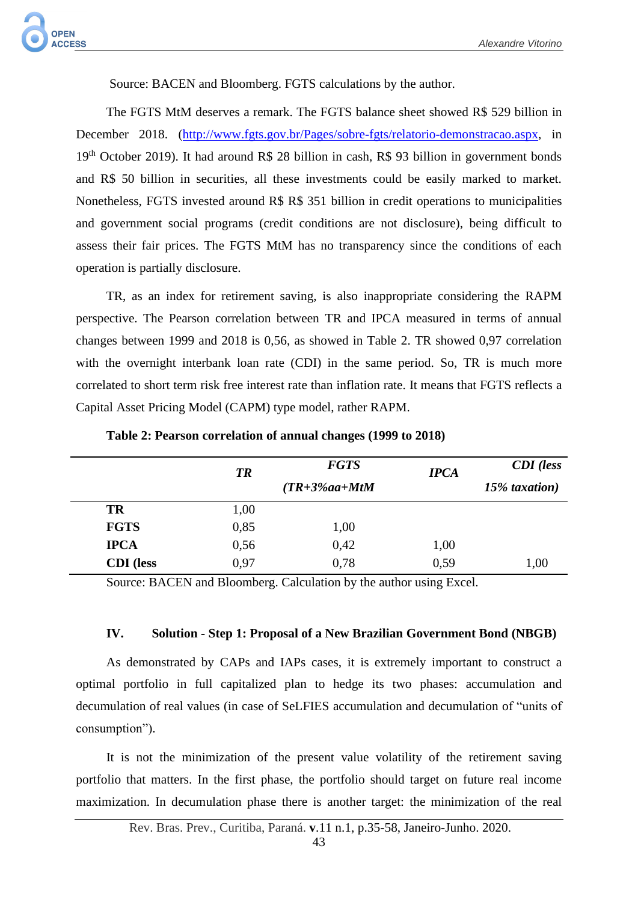Source: BACEN and Bloomberg. FGTS calculations by the author.

The FGTS MtM deserves a remark. The FGTS balance sheet showed R$ 529 billion in December 2018. (http://www.fgts.gov.br/Pages/sobre-fgts/relatorio-demonstracao.aspx, in 19th October 2019). It had around R$ 28 billion in cash, R$ 93 billion in government bonds and R$ 50 billion in securities, all these investments could be easily marked to market. Nonetheless, FGTS invested around R$ R$ 351 billion in credit operations to municipalities and government social programs (credit conditions are not disclosure), being difficult to assess their fair prices. The FGTS MtM has no transparency since the conditions of each operation is partially disclosure.

TR, as an index for retirement saving, is also inappropriate considering the RAPM perspective. The Pearson correlation between TR and IPCA measured in terms of annual changes between 1999 and 2018 is 0,56, as showed in Table 2. TR showed 0,97 correlation with the overnight interbank loan rate (CDI) in the same period. So, TR is much more correlated to short term risk free interest rate than inflation rate. It means that FGTS reflects a Capital Asset Pricing Model (CAPM) type model, rather RAPM.

**Table 2: Pearson correlation of annual changes (1999 to 2018)**

| | *TR* | *FGTS (TR+3%aa+MtM* | *IPCA* | *CDI (less 15% taxation)* |
|---|---|---|---|---|
| **TR** | 1,00 | | | |
| **FGTS** | 0,85 | 1,00 | | |
| **IPCA** | 0,56 | 0,42 | 1,00 | |
| **CDI (less** | 0,97 | 0,78 | 0,59 | 1,00 |

Source: BACEN and Bloomberg. Calculation by the author using Excel.

## IV. Solution - Step 1: Proposal of a New Brazilian Government Bond (NBGB)

As demonstrated by CAPs and IAPs cases, it is extremely important to construct a optimal portfolio in full capitalized plan to hedge its two phases: accumulation and decumulation of real values (in case of SeLFIES accumulation and decumulation of "units of consumption").

It is not the minimization of the present value volatility of the retirement saving portfolio that matters. In the first phase, the portfolio should target on future real income maximization. In decumulation phase there is another target: the minimization of the real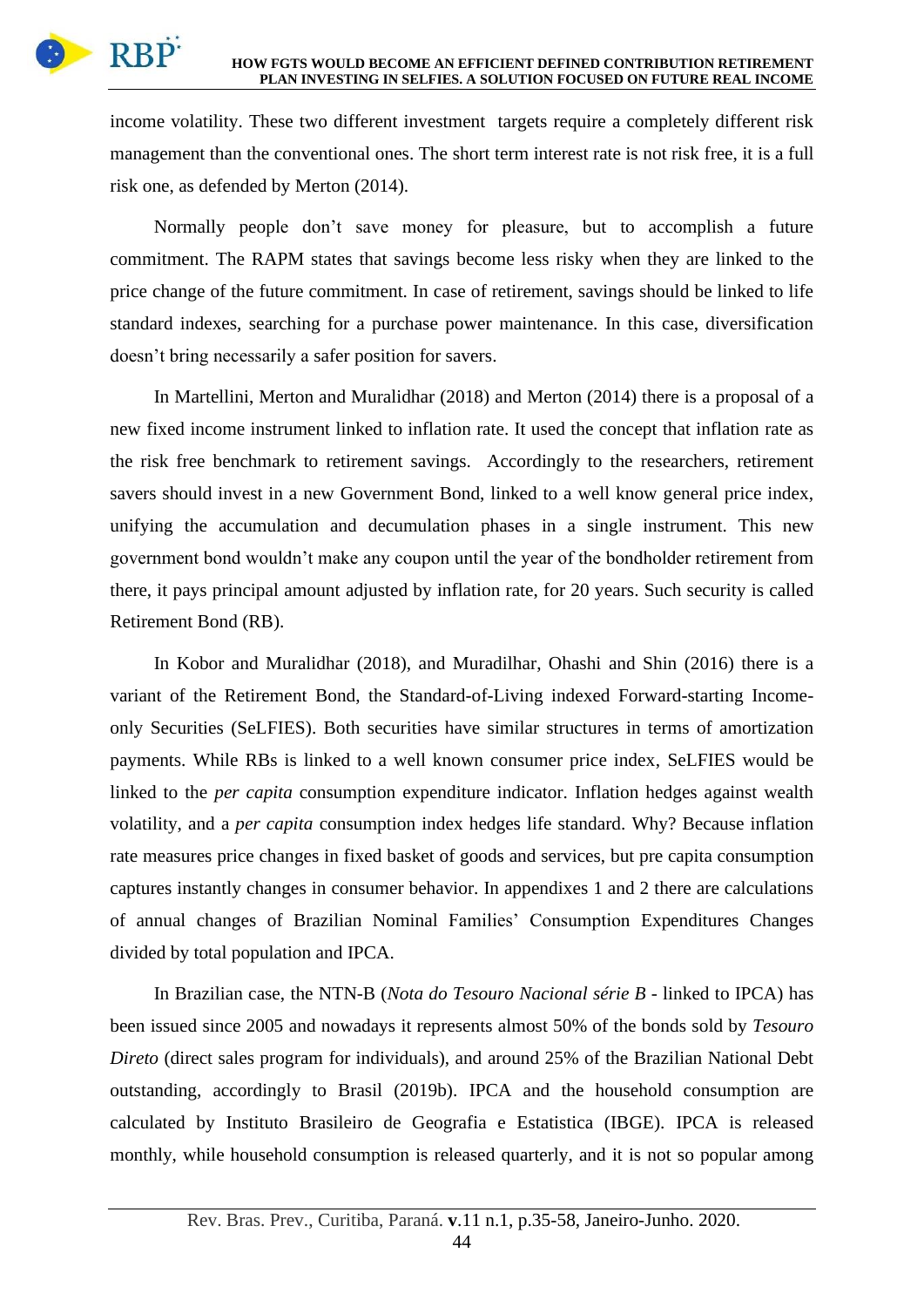income volatility. These two different investment targets require a completely different risk management than the conventional ones. The short term interest rate is not risk free, it is a full risk one, as defended by Merton (2014).

Normally people don't save money for pleasure, but to accomplish a future commitment. The RAPM states that savings become less risky when they are linked to the price change of the future commitment. In case of retirement, savings should be linked to life standard indexes, searching for a purchase power maintenance. In this case, diversification doesn't bring necessarily a safer position for savers.

In Martellini, Merton and Muralidhar (2018) and Merton (2014) there is a proposal of a new fixed income instrument linked to inflation rate. It used the concept that inflation rate as the risk free benchmark to retirement savings. Accordingly to the researchers, retirement savers should invest in a new Government Bond, linked to a well know general price index, unifying the accumulation and decumulation phases in a single instrument. This new government bond wouldn't make any coupon until the year of the bondholder retirement from there, it pays principal amount adjusted by inflation rate, for 20 years. Such security is called Retirement Bond (RB).

In Kobor and Muralidhar (2018), and Muradilhar, Ohashi and Shin (2016) there is a variant of the Retirement Bond, the Standard-of-Living indexed Forward-starting Income-only Securities (SeLFIES). Both securities have similar structures in terms of amortization payments. While RBs is linked to a well known consumer price index, SeLFIES would be linked to the *per capita* consumption expenditure indicator. Inflation hedges against wealth volatility, and a *per capita* consumption index hedges life standard. Why? Because inflation rate measures price changes in fixed basket of goods and services, but pre capita consumption captures instantly changes in consumer behavior. In appendixes 1 and 2 there are calculations of annual changes of Brazilian Nominal Families' Consumption Expenditures Changes divided by total population and IPCA.

In Brazilian case, the NTN-B (*Nota do Tesouro Nacional série B* - linked to IPCA) has been issued since 2005 and nowadays it represents almost 50% of the bonds sold by *Tesouro Direto* (direct sales program for individuals), and around 25% of the Brazilian National Debt outstanding, accordingly to Brasil (2019b). IPCA and the household consumption are calculated by Instituto Brasileiro de Geografia e Estatistica (IBGE). IPCA is released monthly, while household consumption is released quarterly, and it is not so popular among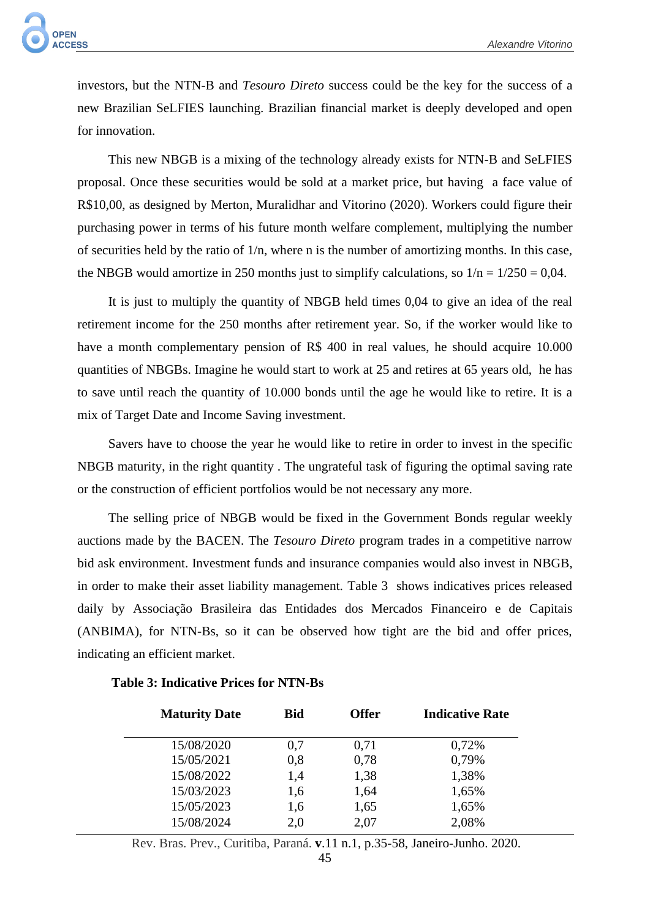investors, but the NTN-B and *Tesouro Direto* success could be the key for the success of a new Brazilian SeLFIES launching. Brazilian financial market is deeply developed and open for innovation.

This new NBGB is a mixing of the technology already exists for NTN-B and SeLFIES proposal. Once these securities would be sold at a market price, but having a face value of R$10,00, as designed by Merton, Muralidhar and Vitorino (2020). Workers could figure their purchasing power in terms of his future month welfare complement, multiplying the number of securities held by the ratio of 1/n, where n is the number of amortizing months. In this case, the NBGB would amortize in 250 months just to simplify calculations, so 1/n = 1/250 = 0,04.

It is just to multiply the quantity of NBGB held times 0,04 to give an idea of the real retirement income for the 250 months after retirement year. So, if the worker would like to have a month complementary pension of R$ 400 in real values, he should acquire 10.000 quantities of NBGBs. Imagine he would start to work at 25 and retires at 65 years old, he has to save until reach the quantity of 10.000 bonds until the age he would like to retire. It is a mix of Target Date and Income Saving investment.

Savers have to choose the year he would like to retire in order to invest in the specific NBGB maturity, in the right quantity . The ungrateful task of figuring the optimal saving rate or the construction of efficient portfolios would be not necessary any more.

The selling price of NBGB would be fixed in the Government Bonds regular weekly auctions made by the BACEN. The *Tesouro Direto* program trades in a competitive narrow bid ask environment. Investment funds and insurance companies would also invest in NBGB, in order to make their asset liability management. Table 3 shows indicatives prices released daily by Associação Brasileira das Entidades dos Mercados Financeiro e de Capitais (ANBIMA), for NTN-Bs, so it can be observed how tight are the bid and offer prices, indicating an efficient market.

**Table 3: Indicative Prices for NTN-Bs**

| Maturity Date | Bid | Offer | Indicative Rate |
|---|---|---|---|
| 15/08/2020 | 0,7 | 0,71 | 0,72% |
| 15/05/2021 | 0,8 | 0,78 | 0,79% |
| 15/08/2022 | 1,4 | 1,38 | 1,38% |
| 15/03/2023 | 1,6 | 1,64 | 1,65% |
| 15/05/2023 | 1,6 | 1,65 | 1,65% |
| 15/08/2024 | 2,0 | 2,07 | 2,08% |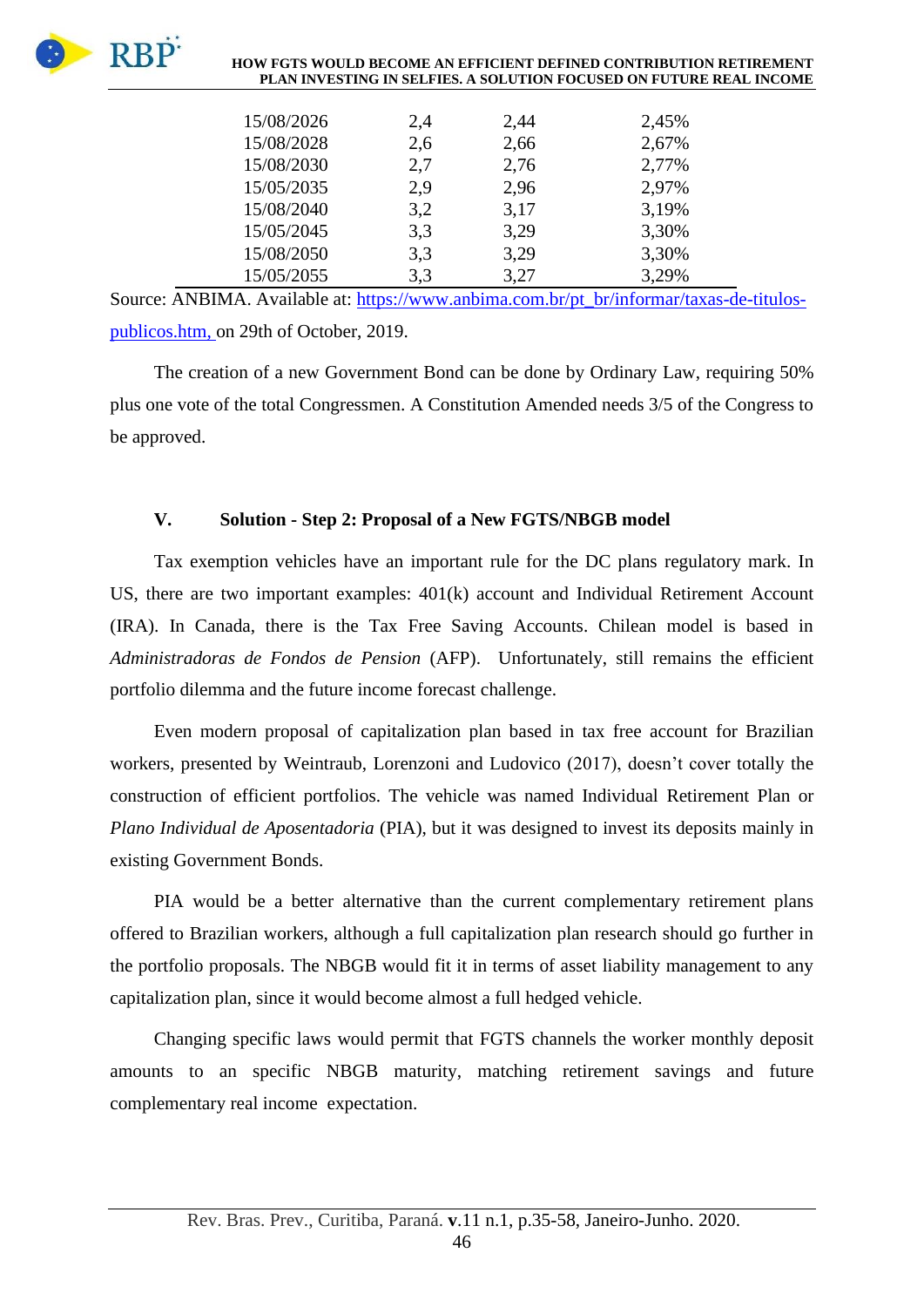| | | | |
|---|---|---|---|
| 15/08/2026 | 2,4 | 2,44 | 2,45% |
| 15/08/2028 | 2,6 | 2,66 | 2,67% |
| 15/08/2030 | 2,7 | 2,76 | 2,77% |
| 15/05/2035 | 2,9 | 2,96 | 2,97% |
| 15/08/2040 | 3,2 | 3,17 | 3,19% |
| 15/05/2045 | 3,3 | 3,29 | 3,30% |
| 15/08/2050 | 3,3 | 3,29 | 3,30% |
| 15/05/2055 | 3,3 | 3,27 | 3,29% |

Source: ANBIMA. Available at: https://www.anbima.com.br/pt_br/informar/taxas-de-titulos-publicos.htm, on 29th of October, 2019.

The creation of a new Government Bond can be done by Ordinary Law, requiring 50% plus one vote of the total Congressmen. A Constitution Amended needs 3/5 of the Congress to be approved.

## V. Solution - Step 2: Proposal of a New FGTS/NBGB model

Tax exemption vehicles have an important rule for the DC plans regulatory mark. In US, there are two important examples: 401(k) account and Individual Retirement Account (IRA). In Canada, there is the Tax Free Saving Accounts. Chilean model is based in *Administradoras de Fondos de Pension* (AFP). Unfortunately, still remains the efficient portfolio dilemma and the future income forecast challenge.

Even modern proposal of capitalization plan based in tax free account for Brazilian workers, presented by Weintraub, Lorenzoni and Ludovico (2017), doesn't cover totally the construction of efficient portfolios. The vehicle was named Individual Retirement Plan or *Plano Individual de Aposentadoria* (PIA), but it was designed to invest its deposits mainly in existing Government Bonds.

PIA would be a better alternative than the current complementary retirement plans offered to Brazilian workers, although a full capitalization plan research should go further in the portfolio proposals. The NBGB would fit it in terms of asset liability management to any capitalization plan, since it would become almost a full hedged vehicle.

Changing specific laws would permit that FGTS channels the worker monthly deposit amounts to an specific NBGB maturity, matching retirement savings and future complementary real income expectation.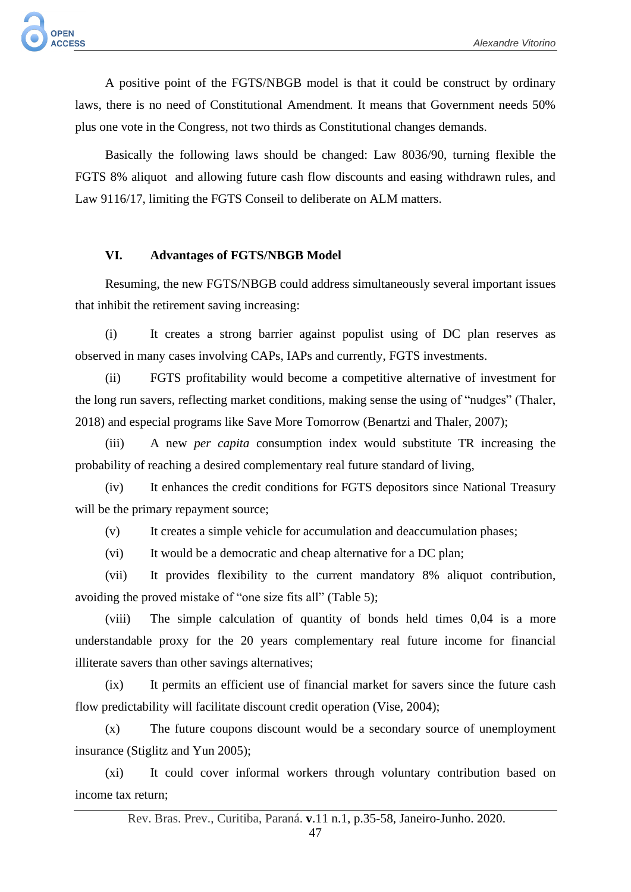A positive point of the FGTS/NBGB model is that it could be construct by ordinary laws, there is no need of Constitutional Amendment. It means that Government needs 50% plus one vote in the Congress, not two thirds as Constitutional changes demands.

Basically the following laws should be changed: Law 8036/90, turning flexible the FGTS 8% aliquot and allowing future cash flow discounts and easing withdrawn rules, and Law 9116/17, limiting the FGTS Conseil to deliberate on ALM matters.

## VI. Advantages of FGTS/NBGB Model

Resuming, the new FGTS/NBGB could address simultaneously several important issues that inhibit the retirement saving increasing:

(i) It creates a strong barrier against populist using of DC plan reserves as observed in many cases involving CAPs, IAPs and currently, FGTS investments.

(ii) FGTS profitability would become a competitive alternative of investment for the long run savers, reflecting market conditions, making sense the using of "nudges" (Thaler, 2018) and especial programs like Save More Tomorrow (Benartzi and Thaler, 2007);

(iii) A new *per capita* consumption index would substitute TR increasing the probability of reaching a desired complementary real future standard of living,

(iv) It enhances the credit conditions for FGTS depositors since National Treasury will be the primary repayment source;

(v) It creates a simple vehicle for accumulation and deaccumulation phases;

(vi) It would be a democratic and cheap alternative for a DC plan;

(vii) It provides flexibility to the current mandatory 8% aliquot contribution, avoiding the proved mistake of "one size fits all" (Table 5);

(viii) The simple calculation of quantity of bonds held times 0,04 is a more understandable proxy for the 20 years complementary real future income for financial illiterate savers than other savings alternatives;

(ix) It permits an efficient use of financial market for savers since the future cash flow predictability will facilitate discount credit operation (Vise, 2004);

(x) The future coupons discount would be a secondary source of unemployment insurance (Stiglitz and Yun 2005);

(xi) It could cover informal workers through voluntary contribution based on income tax return;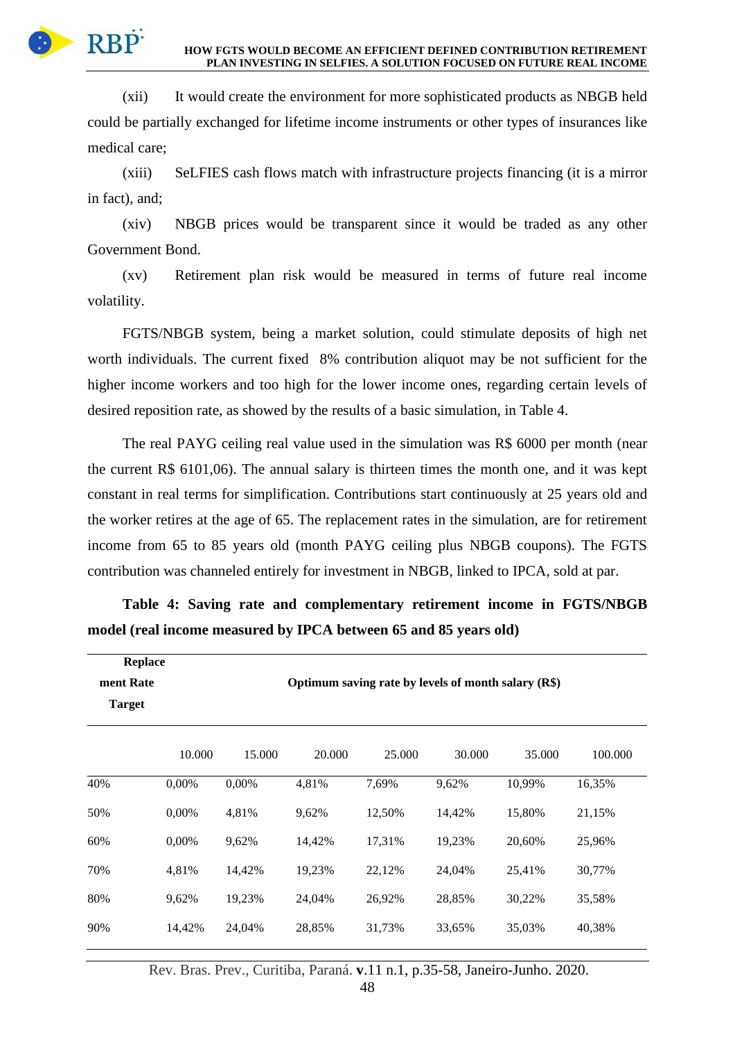(xii) It would create the environment for more sophisticated products as NBGB held could be partially exchanged for lifetime income instruments or other types of insurances like medical care;

(xiii) SeLFIES cash flows match with infrastructure projects financing (it is a mirror in fact), and;

(xiv) NBGB prices would be transparent since it would be traded as any other Government Bond.

(xv) Retirement plan risk would be measured in terms of future real income volatility.

FGTS/NBGB system, being a market solution, could stimulate deposits of high net worth individuals. The current fixed 8% contribution aliquot may be not sufficient for the higher income workers and too high for the lower income ones, regarding certain levels of desired reposition rate, as showed by the results of a basic simulation, in Table 4.

The real PAYG ceiling real value used in the simulation was R$ 6000 per month (near the current R$ 6101,06). The annual salary is thirteen times the month one, and it was kept constant in real terms for simplification. Contributions start continuously at 25 years old and the worker retires at the age of 65. The replacement rates in the simulation, are for retirement income from 65 to 85 years old (month PAYG ceiling plus NBGB coupons). The FGTS contribution was channeled entirely for investment in NBGB, linked to IPCA, sold at par.

**Table 4: Saving rate and complementary retirement income in FGTS/NBGB model (real income measured by IPCA between 65 and 85 years old)**

| Replacement Rate Target | Optimum saving rate by levels of month salary (R$) | | | | | | |
|---|---|---|---|---|---|---|---|
| | 10.000 | 15.000 | 20.000 | 25.000 | 30.000 | 35.000 | 100.000 |
| 40% | 0,00% | 0,00% | 4,81% | 7,69% | 9,62% | 10,99% | 16,35% |
| 50% | 0,00% | 4,81% | 9,62% | 12,50% | 14,42% | 15,80% | 21,15% |
| 60% | 0,00% | 9,62% | 14,42% | 17,31% | 19,23% | 20,60% | 25,96% |
| 70% | 4,81% | 14,42% | 19,23% | 22,12% | 24,04% | 25,41% | 30,77% |
| 80% | 9,62% | 19,23% | 24,04% | 26,92% | 28,85% | 30,22% | 35,58% |
| 90% | 14,42% | 24,04% | 28,85% | 31,73% | 33,65% | 35,03% | 40,38% |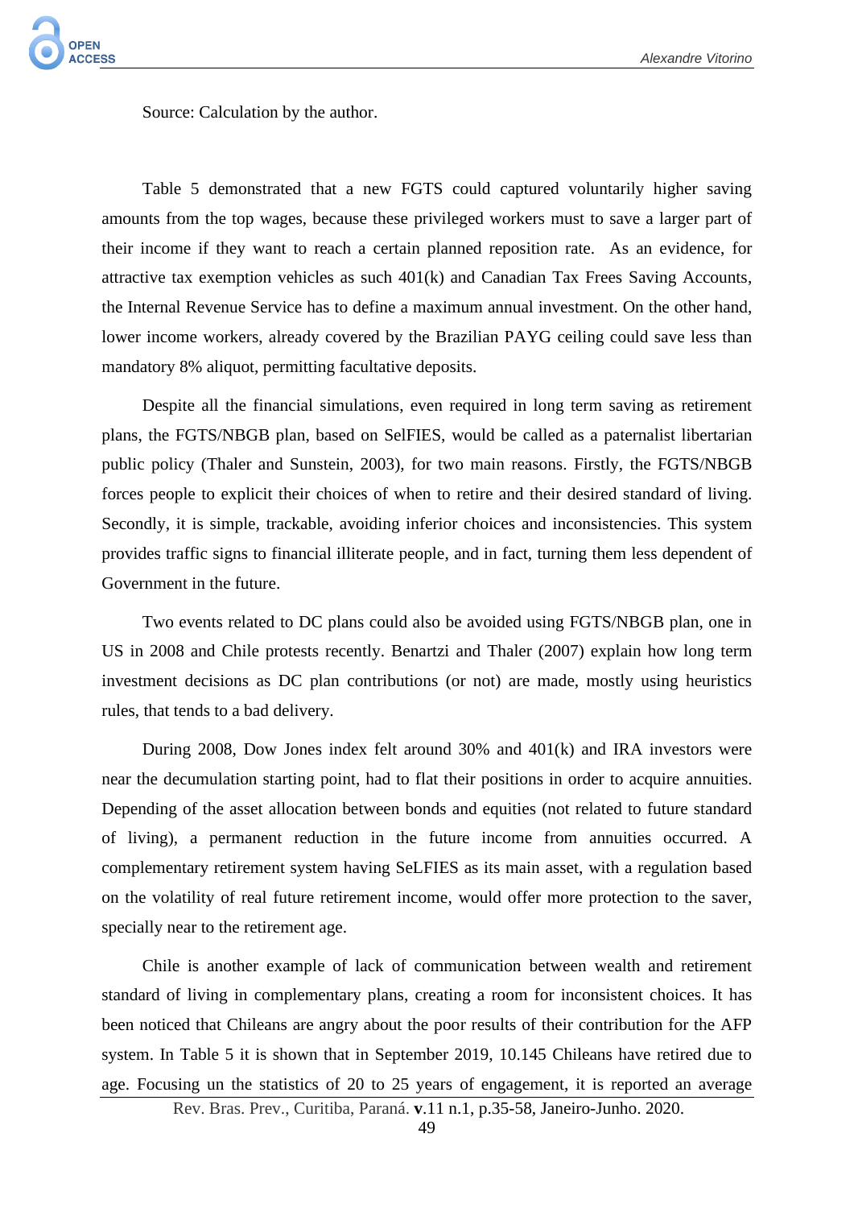Source: Calculation by the author.

Table 5 demonstrated that a new FGTS could captured voluntarily higher saving amounts from the top wages, because these privileged workers must to save a larger part of their income if they want to reach a certain planned reposition rate. As an evidence, for attractive tax exemption vehicles as such 401(k) and Canadian Tax Frees Saving Accounts, the Internal Revenue Service has to define a maximum annual investment. On the other hand, lower income workers, already covered by the Brazilian PAYG ceiling could save less than mandatory 8% aliquot, permitting facultative deposits.

Despite all the financial simulations, even required in long term saving as retirement plans, the FGTS/NBGB plan, based on SelFIES, would be called as a paternalist libertarian public policy (Thaler and Sunstein, 2003), for two main reasons. Firstly, the FGTS/NBGB forces people to explicit their choices of when to retire and their desired standard of living. Secondly, it is simple, trackable, avoiding inferior choices and inconsistencies. This system provides traffic signs to financial illiterate people, and in fact, turning them less dependent of Government in the future.

Two events related to DC plans could also be avoided using FGTS/NBGB plan, one in US in 2008 and Chile protests recently. Benartzi and Thaler (2007) explain how long term investment decisions as DC plan contributions (or not) are made, mostly using heuristics rules, that tends to a bad delivery.

During 2008, Dow Jones index felt around 30% and 401(k) and IRA investors were near the decumulation starting point, had to flat their positions in order to acquire annuities. Depending of the asset allocation between bonds and equities (not related to future standard of living), a permanent reduction in the future income from annuities occurred. A complementary retirement system having SeLFIES as its main asset, with a regulation based on the volatility of real future retirement income, would offer more protection to the saver, specially near to the retirement age.

Chile is another example of lack of communication between wealth and retirement standard of living in complementary plans, creating a room for inconsistent choices. It has been noticed that Chileans are angry about the poor results of their contribution for the AFP system. In Table 5 it is shown that in September 2019, 10.145 Chileans have retired due to age. Focusing un the statistics of 20 to 25 years of engagement, it is reported an average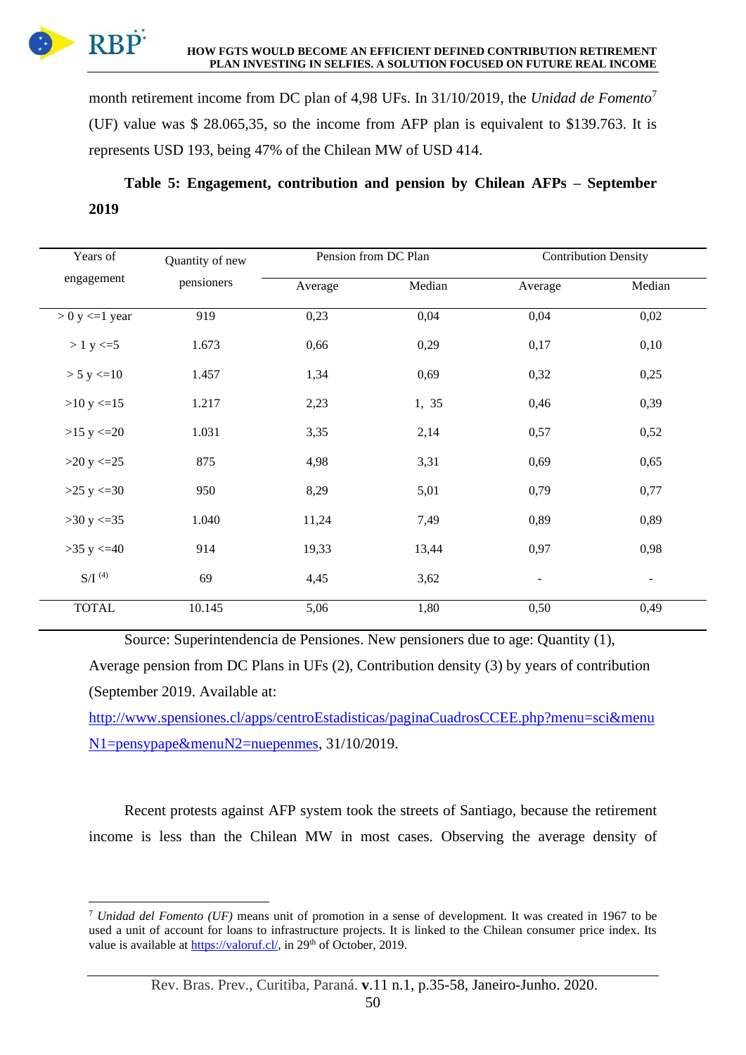month retirement income from DC plan of 4,98 UFs. In 31/10/2019, the *Unidad de Fomento*[7] (UF) value was $ 28.065,35, so the income from AFP plan is equivalent to $139.763. It is represents USD 193, being 47% of the Chilean MW of USD 414.

**Table 5: Engagement, contribution and pension by Chilean AFPs – September 2019**

| Years of engagement | Quantity of new pensioners | Pension from DC Plan | | Contribution Density | |
|---|---|---|---|---|---|
| | | Average | Median | Average | Median |
| > 0 y <=1 year | 919 | 0,23 | 0,04 | 0,04 | 0,02 |
| > 1 y <=5 | 1.673 | 0,66 | 0,29 | 0,17 | 0,10 |
| > 5 y <=10 | 1.457 | 1,34 | 0,69 | 0,32 | 0,25 |
| >10 y <=15 | 1.217 | 2,23 | 1, 35 | 0,46 | 0,39 |
| >15 y <=20 | 1.031 | 3,35 | 2,14 | 0,57 | 0,52 |
| >20 y <=25 | 875 | 4,98 | 3,31 | 0,69 | 0,65 |
| >25 y <=30 | 950 | 8,29 | 5,01 | 0,79 | 0,77 |
| >30 y <=35 | 1.040 | 11,24 | 7,49 | 0,89 | 0,89 |
| >35 y <=40 | 914 | 19,33 | 13,44 | 0,97 | 0,98 |
| S/I [(4)] | 69 | 4,45 | 3,62 | - | - |
| TOTAL | 10.145 | 5,06 | 1,80 | 0,50 | 0,49 |

Source: Superintendencia de Pensiones. New pensioners due to age: Quantity (1), Average pension from DC Plans in UFs (2), Contribution density (3) by years of contribution (September 2019. Available at: [http://www.spensiones.cl/apps/centroEstadisticas/paginaCuadrosCCEE.php?menu=sci&menuN1=pensypape&menuN2=nuepenmes](http://www.spensiones.cl/apps/centroEstadisticas/paginaCuadrosCCEE.php?menu=sci&menuN1=pensypape&menuN2=nuepenmes), 31/10/2019.

Recent protests against AFP system took the streets of Santiago, because the retirement income is less than the Chilean MW in most cases. Observing the average density of

---

[7] *Unidad del Fomento (UF)* means unit of promotion in a sense of development. It was created in 1967 to be used a unit of account for loans to infrastructure projects. It is linked to the Chilean consumer price index. Its value is available at [https://valoruf.cl/](https://valoruf.cl/), in 29th of October, 2019.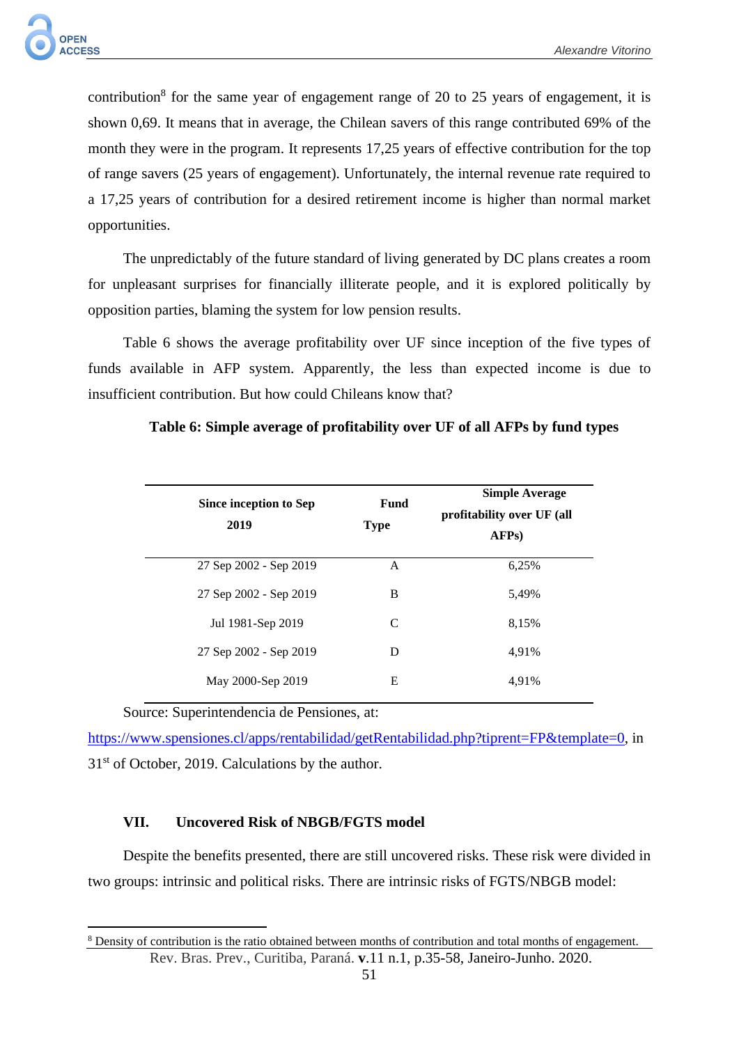contribution[8] for the same year of engagement range of 20 to 25 years of engagement, it is shown 0,69. It means that in average, the Chilean savers of this range contributed 69% of the month they were in the program. It represents 17,25 years of effective contribution for the top of range savers (25 years of engagement). Unfortunately, the internal revenue rate required to a 17,25 years of contribution for a desired retirement income is higher than normal market opportunities.

The unpredictably of the future standard of living generated by DC plans creates a room for unpleasant surprises for financially illiterate people, and it is explored politically by opposition parties, blaming the system for low pension results.

Table 6 shows the average profitability over UF since inception of the five types of funds available in AFP system. Apparently, the less than expected income is due to insufficient contribution. But how could Chileans know that?

**Table 6: Simple average of profitability over UF of all AFPs by fund types**

| Since inception to Sep 2019 | Fund Type | Simple Average profitability over UF (all AFPs) |
|---|---|---|
| 27 Sep 2002 - Sep 2019 | A | 6,25% |
| 27 Sep 2002 - Sep 2019 | B | 5,49% |
| Jul 1981-Sep 2019 | C | 8,15% |
| 27 Sep 2002 - Sep 2019 | D | 4,91% |
| May 2000-Sep 2019 | E | 4,91% |

Source: Superintendencia de Pensiones, at: https://www.spensiones.cl/apps/rentabilidad/getRentabilidad.php?tiprent=FP&template=0, in 31st of October, 2019. Calculations by the author.

## VII. Uncovered Risk of NBGB/FGTS model

Despite the benefits presented, there are still uncovered risks. These risk were divided in two groups: intrinsic and political risks. There are intrinsic risks of FGTS/NBGB model:

[8] Density of contribution is the ratio obtained between months of contribution and total months of engagement.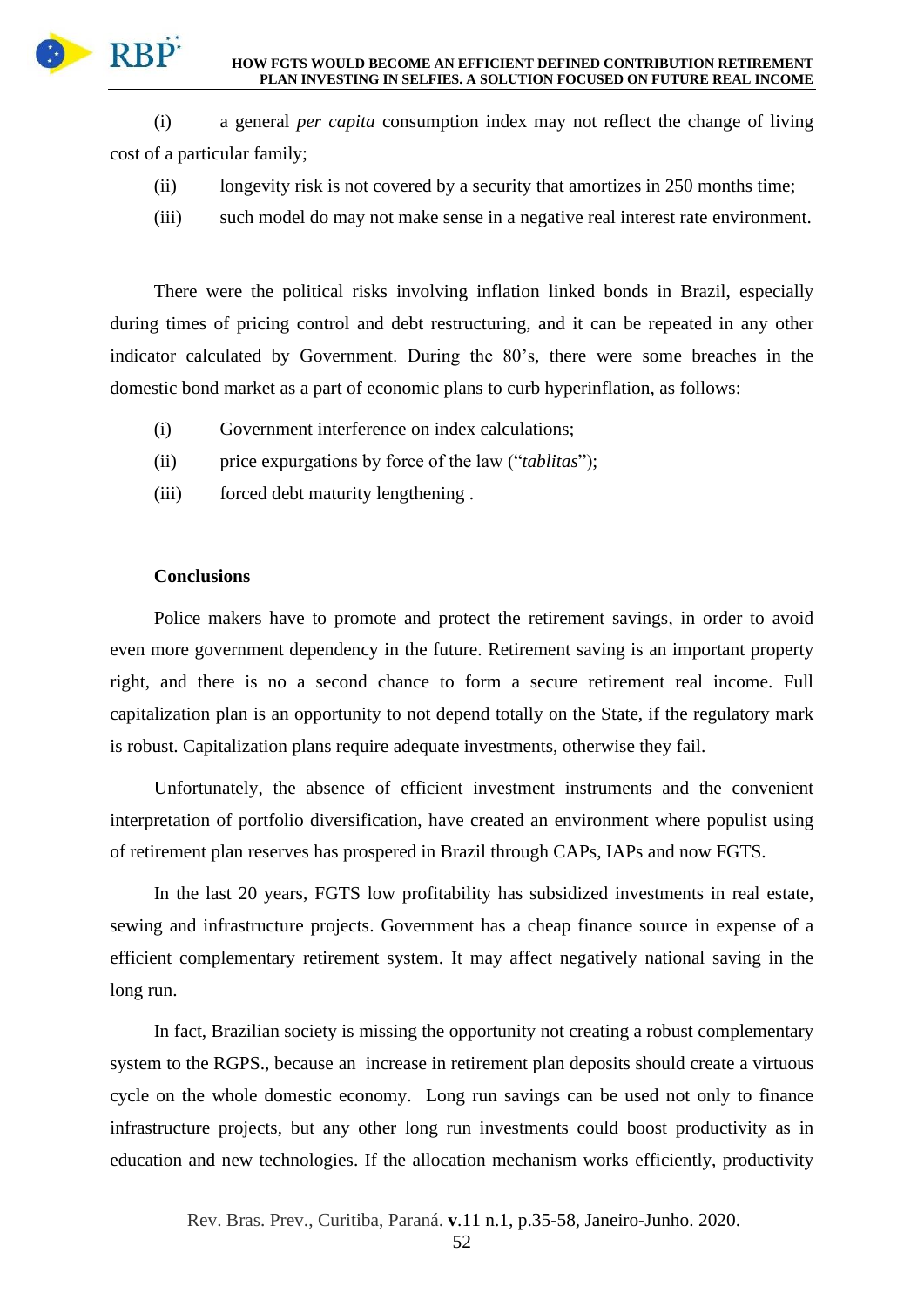(i) a general *per capita* consumption index may not reflect the change of living cost of a particular family;

(ii) longevity risk is not covered by a security that amortizes in 250 months time;

(iii) such model do may not make sense in a negative real interest rate environment.

There were the political risks involving inflation linked bonds in Brazil, especially during times of pricing control and debt restructuring, and it can be repeated in any other indicator calculated by Government. During the 80's, there were some breaches in the domestic bond market as a part of economic plans to curb hyperinflation, as follows:

(i) Government interference on index calculations;

(ii) price expurgations by force of the law ("*tablitas*");

(iii) forced debt maturity lengthening .

**Conclusions**

Police makers have to promote and protect the retirement savings, in order to avoid even more government dependency in the future. Retirement saving is an important property right, and there is no a second chance to form a secure retirement real income. Full capitalization plan is an opportunity to not depend totally on the State, if the regulatory mark is robust. Capitalization plans require adequate investments, otherwise they fail.

Unfortunately, the absence of efficient investment instruments and the convenient interpretation of portfolio diversification, have created an environment where populist using of retirement plan reserves has prospered in Brazil through CAPs, IAPs and now FGTS.

In the last 20 years, FGTS low profitability has subsidized investments in real estate, sewing and infrastructure projects. Government has a cheap finance source in expense of a efficient complementary retirement system. It may affect negatively national saving in the long run.

In fact, Brazilian society is missing the opportunity not creating a robust complementary system to the RGPS., because an increase in retirement plan deposits should create a virtuous cycle on the whole domestic economy. Long run savings can be used not only to finance infrastructure projects, but any other long run investments could boost productivity as in education and new technologies. If the allocation mechanism works efficiently, productivity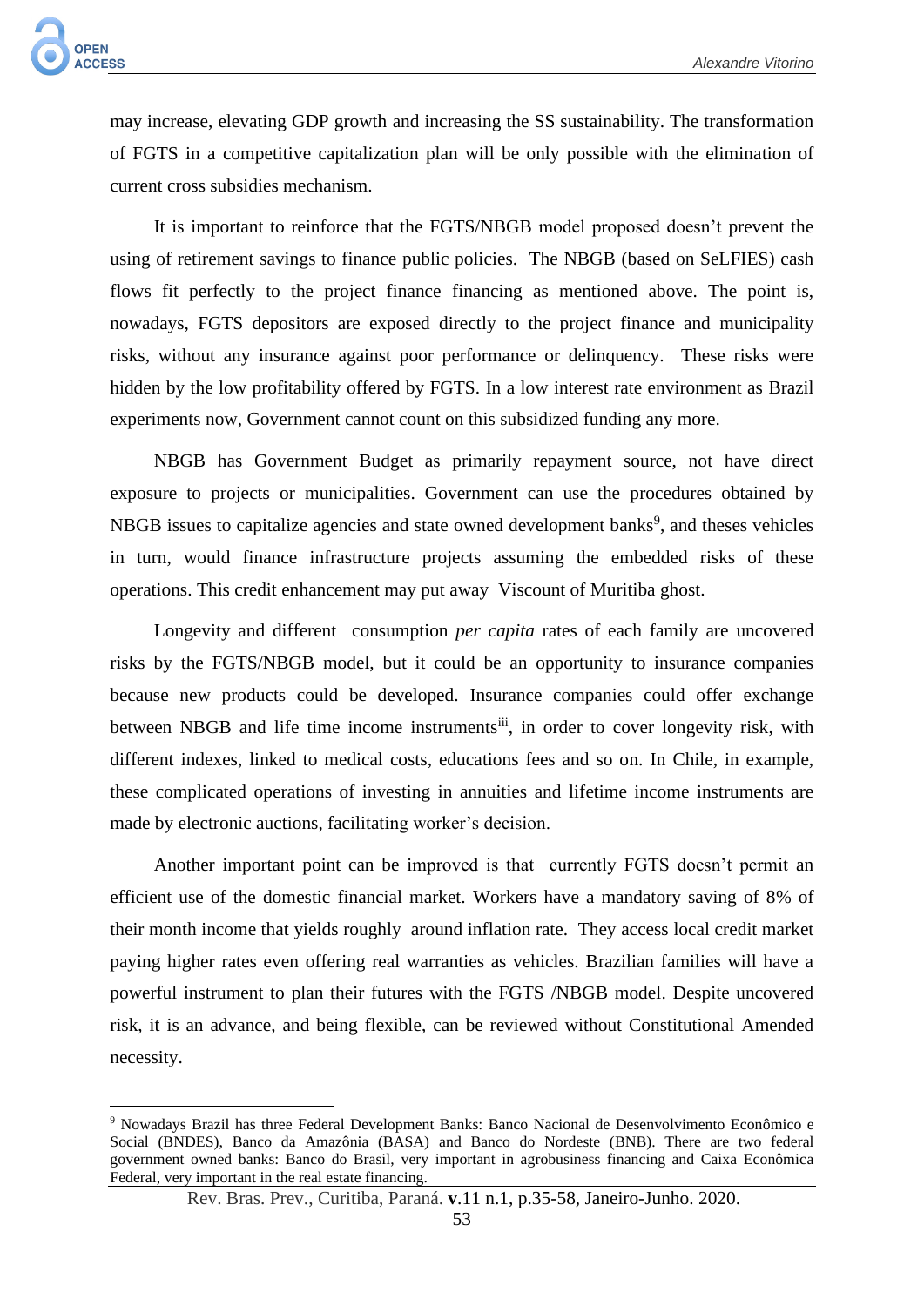may increase, elevating GDP growth and increasing the SS sustainability. The transformation of FGTS in a competitive capitalization plan will be only possible with the elimination of current cross subsidies mechanism.

It is important to reinforce that the FGTS/NBGB model proposed doesn't prevent the using of retirement savings to finance public policies. The NBGB (based on SeLFIES) cash flows fit perfectly to the project finance financing as mentioned above. The point is, nowadays, FGTS depositors are exposed directly to the project finance and municipality risks, without any insurance against poor performance or delinquency. These risks were hidden by the low profitability offered by FGTS. In a low interest rate environment as Brazil experiments now, Government cannot count on this subsidized funding any more.

NBGB has Government Budget as primarily repayment source, not have direct exposure to projects or municipalities. Government can use the procedures obtained by NBGB issues to capitalize agencies and state owned development banks[9], and theses vehicles in turn, would finance infrastructure projects assuming the embedded risks of these operations. This credit enhancement may put away Viscount of Muritiba ghost.

Longevity and different consumption *per capita* rates of each family are uncovered risks by the FGTS/NBGB model, but it could be an opportunity to insurance companies because new products could be developed. Insurance companies could offer exchange between NBGB and life time income instruments[iii], in order to cover longevity risk, with different indexes, linked to medical costs, educations fees and so on. In Chile, in example, these complicated operations of investing in annuities and lifetime income instruments are made by electronic auctions, facilitating worker's decision.

Another important point can be improved is that currently FGTS doesn't permit an efficient use of the domestic financial market. Workers have a mandatory saving of 8% of their month income that yields roughly around inflation rate. They access local credit market paying higher rates even offering real warranties as vehicles. Brazilian families will have a powerful instrument to plan their futures with the FGTS /NBGB model. Despite uncovered risk, it is an advance, and being flexible, can be reviewed without Constitutional Amended necessity.

---

[9] Nowadays Brazil has three Federal Development Banks: Banco Nacional de Desenvolvimento Econômico e Social (BNDES), Banco da Amazônia (BASA) and Banco do Nordeste (BNB). There are two federal government owned banks: Banco do Brasil, very important in agrobusiness financing and Caixa Econômica Federal, very important in the real estate financing.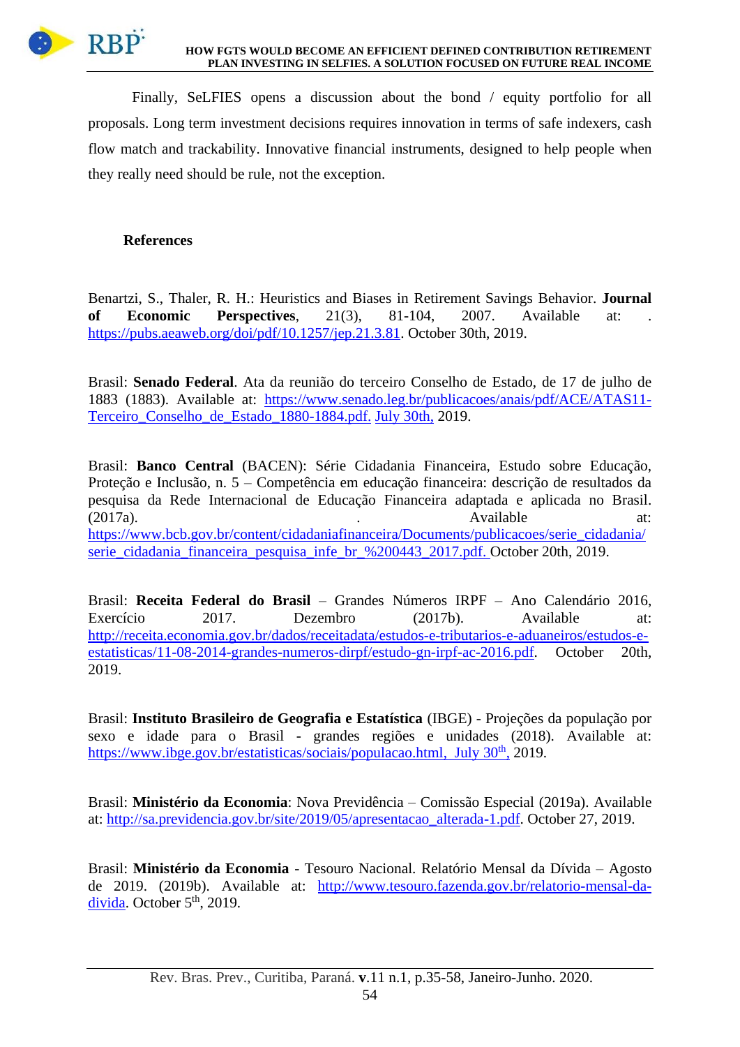Finally, SeLFIES opens a discussion about the bond / equity portfolio for all proposals. Long term investment decisions requires innovation in terms of safe indexers, cash flow match and trackability. Innovative financial instruments, designed to help people when they really need should be rule, not the exception.

## References

Benartzi, S., Thaler, R. H.: Heuristics and Biases in Retirement Savings Behavior. **Journal of Economic Perspectives**, 21(3), 81-104, 2007. Available at: . https://pubs.aeaweb.org/doi/pdf/10.1257/jep.21.3.81. October 30th, 2019.

Brasil: **Senado Federal**. Ata da reunião do terceiro Conselho de Estado, de 17 de julho de 1883 (1883). Available at: https://www.senado.leg.br/publicacoes/anais/pdf/ACE/ATAS11-Terceiro_Conselho_de_Estado_1880-1884.pdf. July 30th, 2019.

Brasil: **Banco Central** (BACEN): Série Cidadania Financeira, Estudo sobre Educação, Proteção e Inclusão, n. 5 – Competência em educação financeira: descrição de resultados da pesquisa da Rede Internacional de Educação Financeira adaptada e aplicada no Brasil. (2017a). . Available at: https://www.bcb.gov.br/content/cidadaniafinanceira/Documents/publicacoes/serie_cidadania/serie_cidadania_financeira_pesquisa_infe_br_%200443_2017.pdf. October 20th, 2019.

Brasil: **Receita Federal do Brasil** – Grandes Números IRPF – Ano Calendário 2016, Exercício 2017. Dezembro (2017b). Available at: http://receita.economia.gov.br/dados/receitadata/estudos-e-tributarios-e-aduaneiros/estudos-e-estatisticas/11-08-2014-grandes-numeros-dirpf/estudo-gn-irpf-ac-2016.pdf. October 20th, 2019.

Brasil: **Instituto Brasileiro de Geografia e Estatística** (IBGE) - Projeções da população por sexo e idade para o Brasil - grandes regiões e unidades (2018). Available at: https://www.ibge.gov.br/estatisticas/sociais/populacao.html, July 30th, 2019.

Brasil: **Ministério da Economia**: Nova Previdência – Comissão Especial (2019a). Available at: http://sa.previdencia.gov.br/site/2019/05/apresentacao_alterada-1.pdf. October 27, 2019.

Brasil: **Ministério da Economia** - Tesouro Nacional. Relatório Mensal da Dívida – Agosto de 2019. (2019b). Available at: http://www.tesouro.fazenda.gov.br/relatorio-mensal-da-divida. October 5th, 2019.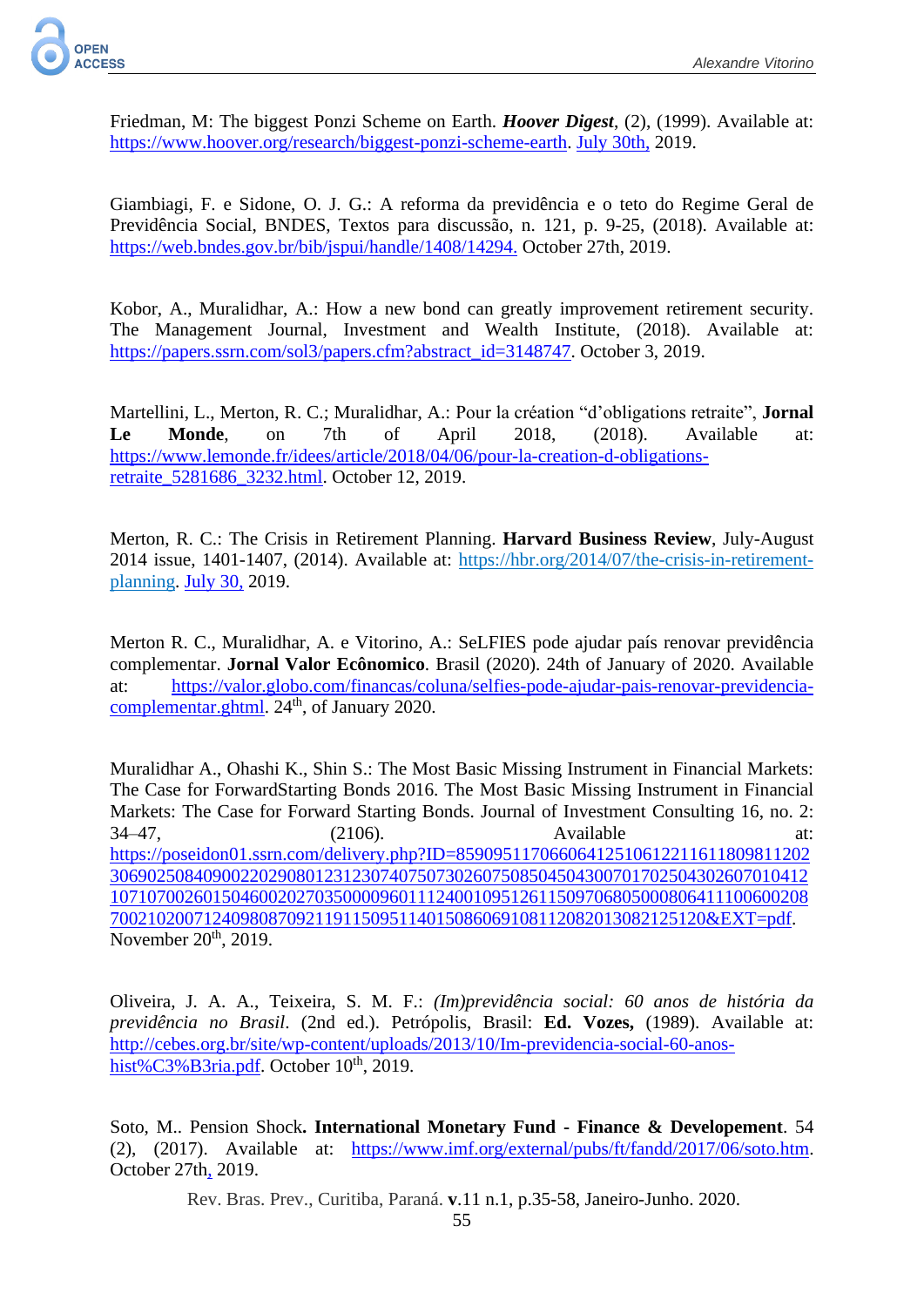Friedman, M: The biggest Ponzi Scheme on Earth. ***Hoover Digest***, (2), (1999). Available at: https://www.hoover.org/research/biggest-ponzi-scheme-earth. July 30th, 2019.

Giambiagi, F. e Sidone, O. J. G.: A reforma da previdência e o teto do Regime Geral de Previdência Social, BNDES, Textos para discussão, n. 121, p. 9-25, (2018). Available at: https://web.bndes.gov.br/bib/jspui/handle/1408/14294. October 27th, 2019.

Kobor, A., Muralidhar, A.: How a new bond can greatly improvement retirement security. The Management Journal, Investment and Wealth Institute, (2018). Available at: https://papers.ssrn.com/sol3/papers.cfm?abstract_id=3148747. October 3, 2019.

Martellini, L., Merton, R. C.; Muralidhar, A.: Pour la création "d'obligations retraite", **Jornal Le Monde**, on 7th of April 2018, (2018). Available at: https://www.lemonde.fr/idees/article/2018/04/06/pour-la-creation-d-obligations-retraite_5281686_3232.html. October 12, 2019.

Merton, R. C.: The Crisis in Retirement Planning. **Harvard Business Review**, July-August 2014 issue, 1401-1407, (2014). Available at: https://hbr.org/2014/07/the-crisis-in-retirement-planning. July 30, 2019.

Merton R. C., Muralidhar, A. e Vitorino, A.: SeLFIES pode ajudar país renovar previdência complementar. **Jornal Valor Econômico**. Brasil (2020). 24th of January of 2020. Available at: https://valor.globo.com/financas/coluna/selfies-pode-ajudar-pais-renovar-previdencia-complementar.ghtml. 24th, of January 2020.

Muralidhar A., Ohashi K., Shin S.: The Most Basic Missing Instrument in Financial Markets: The Case for ForwardStarting Bonds 2016. The Most Basic Missing Instrument in Financial Markets: The Case for Forward Starting Bonds. Journal of Investment Consulting 16, no. 2: 34–47, (2106). Available at: https://poseidon01.ssrn.com/delivery.php?ID=859095117066064125106122116118098112023069025084090022029080123123074075073026075085045043007017025043026070104121071070026015046002027035000096011124001095126115097068050008064111006002087002102007124098087092119115095114015086069108112082013082125120&EXT=pdf. November 20th, 2019.

Oliveira, J. A. A., Teixeira, S. M. F.: *(Im)previdência social: 60 anos de história da previdência no Brasil*. (2nd ed.). Petrópolis, Brasil: **Ed. Vozes,** (1989). Available at: http://cebes.org.br/site/wp-content/uploads/2013/10/Im-previdencia-social-60-anos-hist%C3%B3ria.pdf. October 10th, 2019.

Soto, M.. Pension Shock**. International Monetary Fund - Finance & Developement**. 54 (2), (2017). Available at: https://www.imf.org/external/pubs/ft/fandd/2017/06/soto.htm. October 27th, 2019.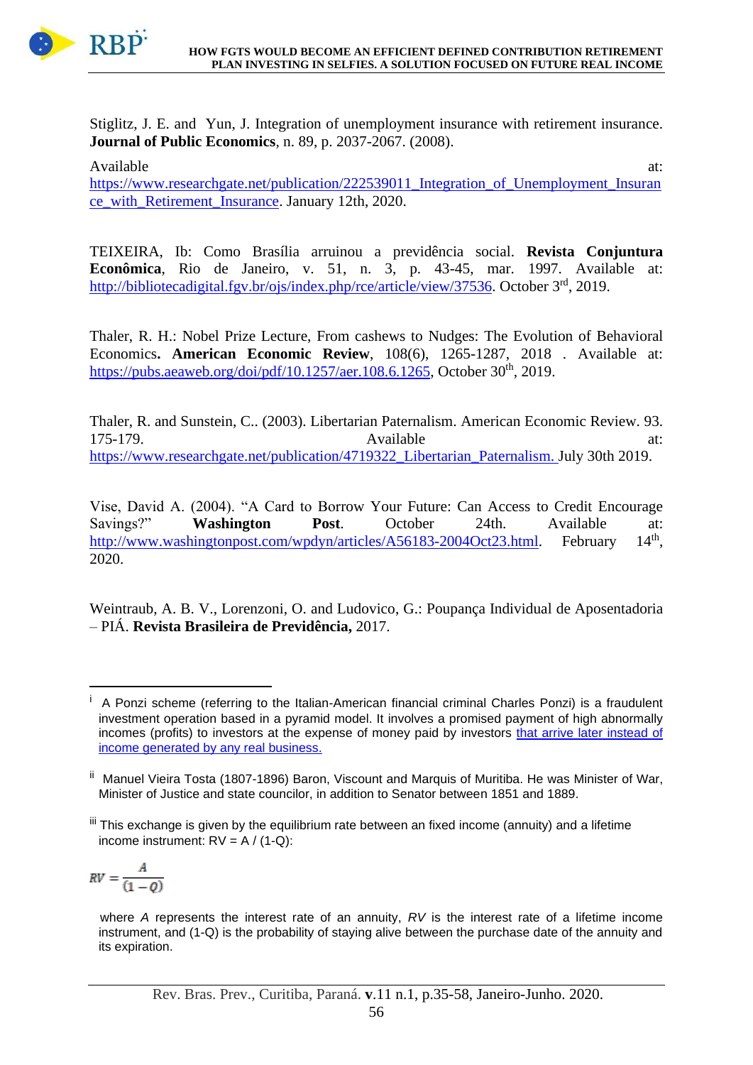Stiglitz, J. E. and Yun, J. Integration of unemployment insurance with retirement insurance. **Journal of Public Economics**, n. 89, p. 2037-2067. (2008).

Available at: https://www.researchgate.net/publication/222539011_Integration_of_Unemployment_Insurance_with_Retirement_Insurance. January 12th, 2020.

TEIXEIRA, Ib: Como Brasília arruinou a previdência social. **Revista Conjuntura Econômica**, Rio de Janeiro, v. 51, n. 3, p. 43-45, mar. 1997. Available at: http://bibliotecadigital.fgv.br/ojs/index.php/rce/article/view/37536. October 3rd, 2019.

Thaler, R. H.: Nobel Prize Lecture, From cashews to Nudges: The Evolution of Behavioral Economics**. American Economic Review**, 108(6), 1265-1287, 2018 . Available at: https://pubs.aeaweb.org/doi/pdf/10.1257/aer.108.6.1265, October 30th, 2019.

Thaler, R. and Sunstein, C.. (2003). Libertarian Paternalism. American Economic Review. 93. 175-179. Available at: https://www.researchgate.net/publication/4719322_Libertarian_Paternalism. July 30th 2019.

Vise, David A. (2004). "A Card to Borrow Your Future: Can Access to Credit Encourage Savings?" **Washington Post**. October 24th. Available at: http://www.washingtonpost.com/wpdyn/articles/A56183-2004Oct23.html. February 14th, 2020.

Weintraub, A. B. V., Lorenzoni, O. and Ludovico, G.: Poupança Individual de Aposentadoria – PIÁ. **Revista Brasileira de Previdência,** 2017.

---

[i] A Ponzi scheme (referring to the Italian-American financial criminal Charles Ponzi) is a fraudulent investment operation based in a pyramid model. It involves a promised payment of high abnormally incomes (profits) to investors at the expense of money paid by investors that arrive later instead of income generated by any real business.

[ii] Manuel Vieira Tosta (1807-1896) Baron, Viscount and Marquis of Muritiba. He was Minister of War, Minister of Justice and state councilor, in addition to Senator between 1851 and 1889.

[iii] This exchange is given by the equilibrium rate between an fixed income (annuity) and a lifetime income instrument: RV = A / (1-Q):

$$RV = \frac{A}{(1-Q)}$$

where *A* represents the interest rate of an annuity, *RV* is the interest rate of a lifetime income instrument, and (1-Q) is the probability of staying alive between the purchase date of the annuity and its expiration.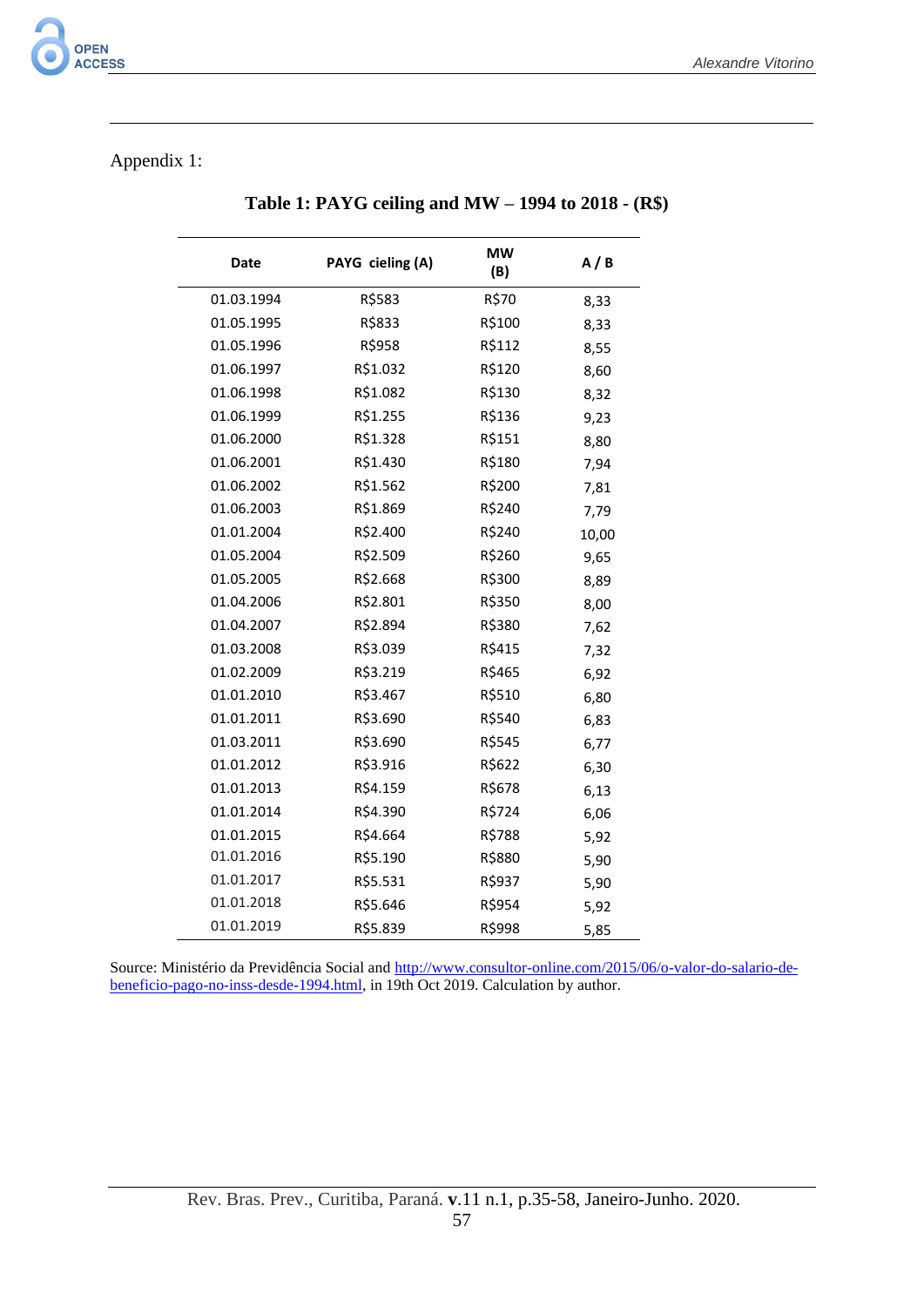Appendix 1:

**Table 1: PAYG ceiling and MW – 1994 to 2018 - (R$)**

| Date | PAYG cieling (A) | MW (B) | A / B |
|---|---|---|---|
| 01.03.1994 | R$583 | R$70 | 8,33 |
| 01.05.1995 | R$833 | R$100 | 8,33 |
| 01.05.1996 | R$958 | R$112 | 8,55 |
| 01.06.1997 | R$1.032 | R$120 | 8,60 |
| 01.06.1998 | R$1.082 | R$130 | 8,32 |
| 01.06.1999 | R$1.255 | R$136 | 9,23 |
| 01.06.2000 | R$1.328 | R$151 | 8,80 |
| 01.06.2001 | R$1.430 | R$180 | 7,94 |
| 01.06.2002 | R$1.562 | R$200 | 7,81 |
| 01.06.2003 | R$1.869 | R$240 | 7,79 |
| 01.01.2004 | R$2.400 | R$240 | 10,00 |
| 01.05.2004 | R$2.509 | R$260 | 9,65 |
| 01.05.2005 | R$2.668 | R$300 | 8,89 |
| 01.04.2006 | R$2.801 | R$350 | 8,00 |
| 01.04.2007 | R$2.894 | R$380 | 7,62 |
| 01.03.2008 | R$3.039 | R$415 | 7,32 |
| 01.02.2009 | R$3.219 | R$465 | 6,92 |
| 01.01.2010 | R$3.467 | R$510 | 6,80 |
| 01.01.2011 | R$3.690 | R$540 | 6,83 |
| 01.03.2011 | R$3.690 | R$545 | 6,77 |
| 01.01.2012 | R$3.916 | R$622 | 6,30 |
| 01.01.2013 | R$4.159 | R$678 | 6,13 |
| 01.01.2014 | R$4.390 | R$724 | 6,06 |
| 01.01.2015 | R$4.664 | R$788 | 5,92 |
| 01.01.2016 | R$5.190 | R$880 | 5,90 |
| 01.01.2017 | R$5.531 | R$937 | 5,90 |
| 01.01.2018 | R$5.646 | R$954 | 5,92 |
| 01.01.2019 | R$5.839 | R$998 | 5,85 |

Source: Ministério da Previdência Social and http://www.consultor-online.com/2015/06/o-valor-do-salario-de-beneficio-pago-no-inss-desde-1994.html, in 19th Oct 2019. Calculation by author.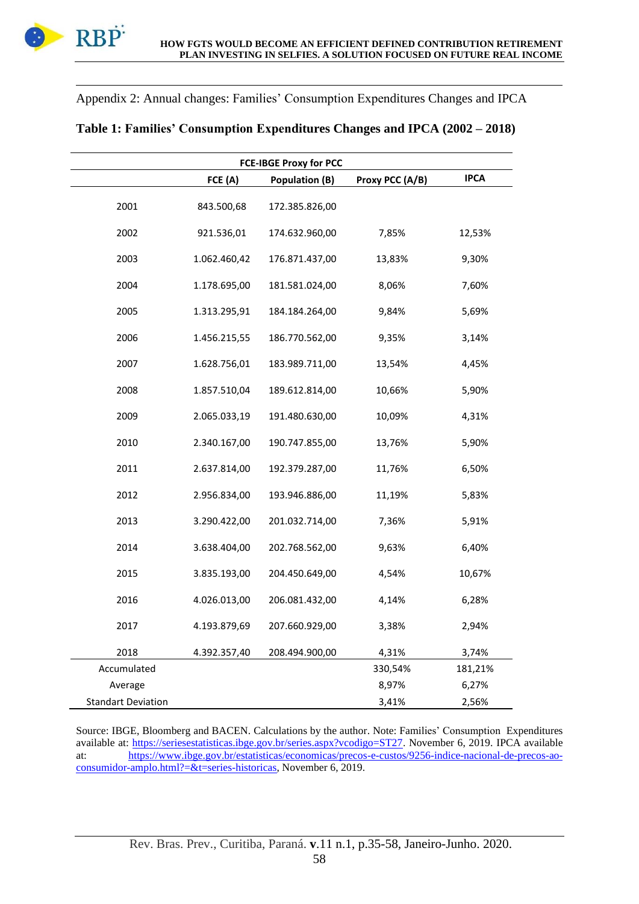Appendix 2: Annual changes: Families' Consumption Expenditures Changes and IPCA

**Table 1: Families' Consumption Expenditures Changes and IPCA (2002 – 2018)**

| | FCE-IBGE Proxy for PCC | | | |
|---|---|---|---|---|
| | FCE (A) | Population (B) | Proxy PCC (A/B) | IPCA |
| 2001 | 843.500,68 | 172.385.826,00 | | |
| 2002 | 921.536,01 | 174.632.960,00 | 7,85% | 12,53% |
| 2003 | 1.062.460,42 | 176.871.437,00 | 13,83% | 9,30% |
| 2004 | 1.178.695,00 | 181.581.024,00 | 8,06% | 7,60% |
| 2005 | 1.313.295,91 | 184.184.264,00 | 9,84% | 5,69% |
| 2006 | 1.456.215,55 | 186.770.562,00 | 9,35% | 3,14% |
| 2007 | 1.628.756,01 | 183.989.711,00 | 13,54% | 4,45% |
| 2008 | 1.857.510,04 | 189.612.814,00 | 10,66% | 5,90% |
| 2009 | 2.065.033,19 | 191.480.630,00 | 10,09% | 4,31% |
| 2010 | 2.340.167,00 | 190.747.855,00 | 13,76% | 5,90% |
| 2011 | 2.637.814,00 | 192.379.287,00 | 11,76% | 6,50% |
| 2012 | 2.956.834,00 | 193.946.886,00 | 11,19% | 5,83% |
| 2013 | 3.290.422,00 | 201.032.714,00 | 7,36% | 5,91% |
| 2014 | 3.638.404,00 | 202.768.562,00 | 9,63% | 6,40% |
| 2015 | 3.835.193,00 | 204.450.649,00 | 4,54% | 10,67% |
| 2016 | 4.026.013,00 | 206.081.432,00 | 4,14% | 6,28% |
| 2017 | 4.193.879,69 | 207.660.929,00 | 3,38% | 2,94% |
| 2018 | 4.392.357,40 | 208.494.900,00 | 4,31% | 3,74% |
| Accumulated | | | 330,54% | 181,21% |
| Average | | | 8,97% | 6,27% |
| Standart Deviation | | | 3,41% | 2,56% |

Source: IBGE, Bloomberg and BACEN. Calculations by the author. Note: Families' Consumption Expenditures available at: https://seriesestatisticas.ibge.gov.br/series.aspx?vcodigo=ST27. November 6, 2019. IPCA available at: https://www.ibge.gov.br/estatisticas/economicas/precos-e-custos/9256-indice-nacional-de-precos-ao-consumidor-amplo.html?=&t=series-historicas, November 6, 2019.